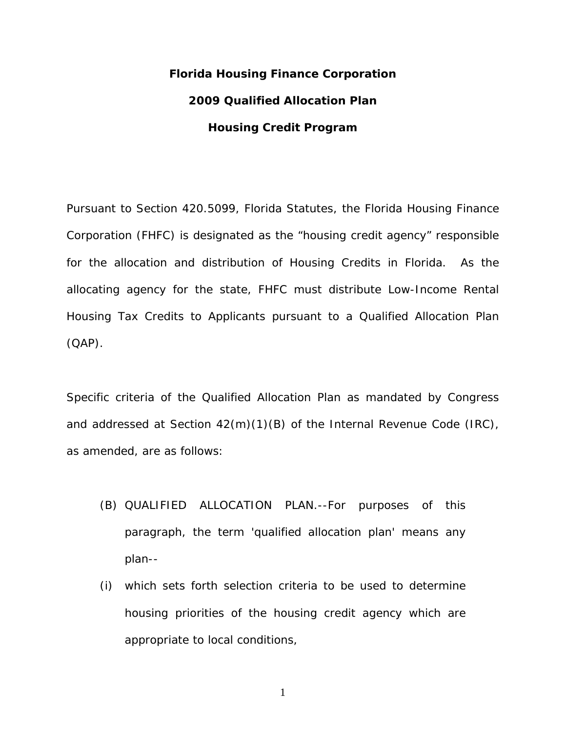# Florida Housing Finance Corporation

## 2009 Qualified Allocation Plan

## Housing Credit Program

Pursuant to Section 420.5099, Florida Statutes, the Florida Housing Finance Corporation (FHFC) is designated as the "housing credit agency" responsible for the allocation and distribution of Housing Credits in Florida. As the allocating agency for the state, FHFC must distribute Low-Income Rental Housing Tax Credits to Applicants pursuant to a Qualified Allocation Plan (QAP).

Specific criteria of the Qualified Allocation Plan as mandated by Congress and addressed at Section 42(m)(1)(B) of the Internal Revenue Code (IRC), as amended, are as follows:

(B) QUALIFIED ALLOCATION PLAN.--For purposes of this paragraph, the term 'qualified allocation plan' means any plan--

(i) which sets forth selection criteria to be used to determine housing priorities of the housing credit agency which are appropriate to local conditions,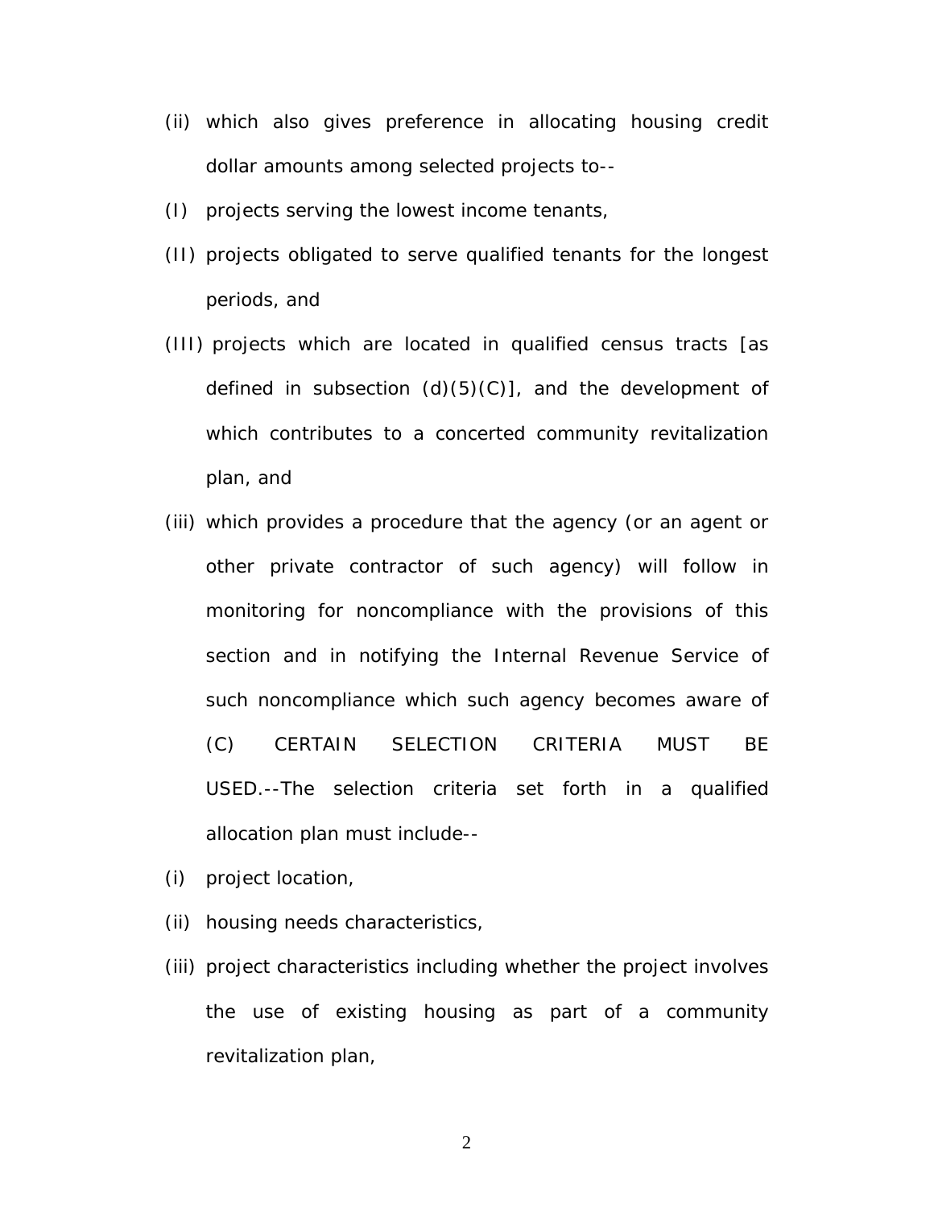(ii) which also gives preference in allocating housing credit dollar amounts among selected projects to--

(I) projects serving the lowest income tenants,

(II) projects obligated to serve qualified tenants for the longest periods, and

(III) projects which are located in qualified census tracts [as defined in subsection (d)(5)(C)], and the development of which contributes to a concerted community revitalization plan, and

(iii) which provides a procedure that the agency (or an agent or other private contractor of such agency) will follow in monitoring for noncompliance with the provisions of this section and in notifying the Internal Revenue Service of such noncompliance which such agency becomes aware of

(C) CERTAIN SELECTION CRITERIA MUST BE USED.--The selection criteria set forth in a qualified allocation plan must include--

(i) project location,

(ii) housing needs characteristics,

(iii) project characteristics including whether the project involves the use of existing housing as part of a community revitalization plan,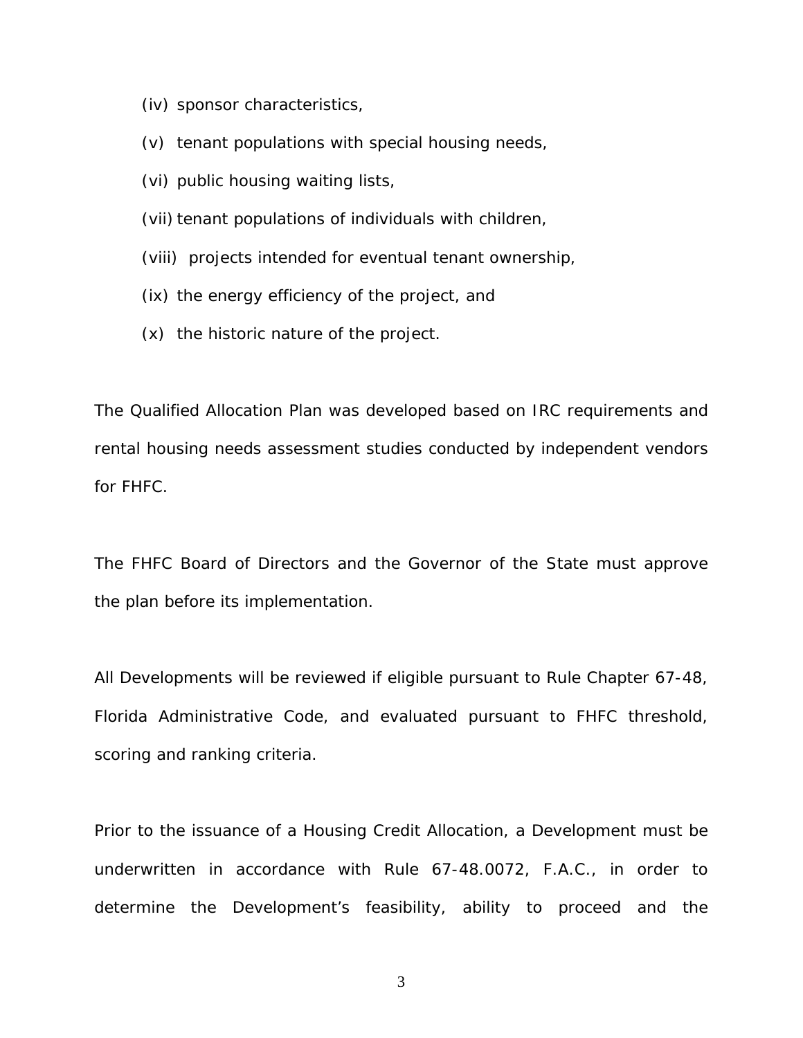(iv) sponsor characteristics,

(v) tenant populations with special housing needs,

(vi) public housing waiting lists,

(vii) tenant populations of individuals with children,

(viii) projects intended for eventual tenant ownership,

(ix) the energy efficiency of the project, and

(x) the historic nature of the project.

The Qualified Allocation Plan was developed based on IRC requirements and rental housing needs assessment studies conducted by independent vendors for FHFC.

The FHFC Board of Directors and the Governor of the State must approve the plan before its implementation.

All Developments will be reviewed if eligible pursuant to Rule Chapter 67-48, Florida Administrative Code, and evaluated pursuant to FHFC threshold, scoring and ranking criteria.

Prior to the issuance of a Housing Credit Allocation, a Development must be underwritten in accordance with Rule 67-48.0072, F.A.C., in order to determine the Development's feasibility, ability to proceed and the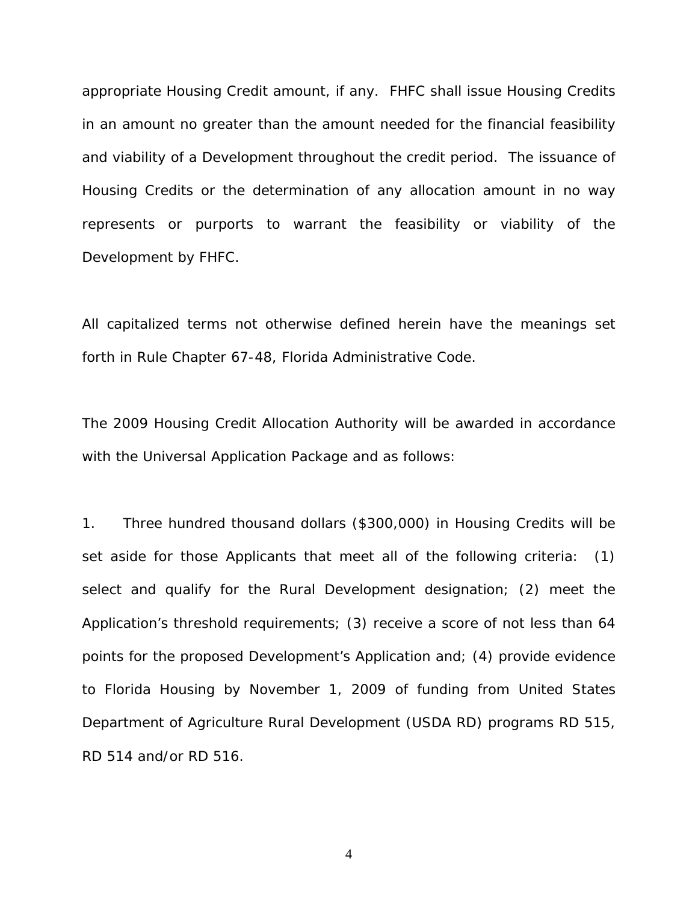appropriate Housing Credit amount, if any. FHFC shall issue Housing Credits in an amount no greater than the amount needed for the financial feasibility and viability of a Development throughout the credit period. The issuance of Housing Credits or the determination of any allocation amount in no way represents or purports to warrant the feasibility or viability of the Development by FHFC.

All capitalized terms not otherwise defined herein have the meanings set forth in Rule Chapter 67-48, Florida Administrative Code.

The 2009 Housing Credit Allocation Authority will be awarded in accordance with the Universal Application Package and as follows:

1. Three hundred thousand dollars ($300,000) in Housing Credits will be set aside for those Applicants that meet all of the following criteria: (1) select and qualify for the Rural Development designation; (2) meet the Application's threshold requirements; (3) receive a score of not less than 64 points for the proposed Development's Application and; (4) provide evidence to Florida Housing by November 1, 2009 of funding from United States Department of Agriculture Rural Development (USDA RD) programs RD 515, RD 514 and/or RD 516.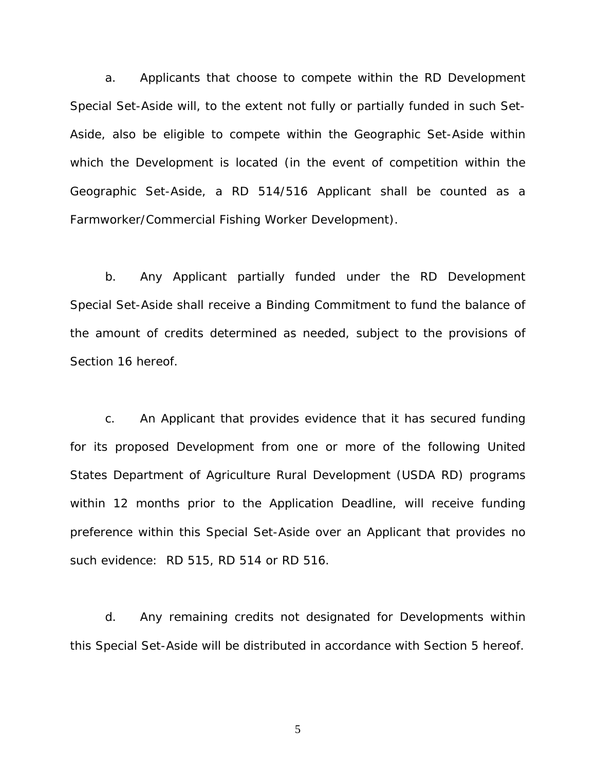a. Applicants that choose to compete within the RD Development Special Set-Aside will, to the extent not fully or partially funded in such Set-Aside, also be eligible to compete within the Geographic Set-Aside within which the Development is located (in the event of competition within the Geographic Set-Aside, a RD 514/516 Applicant shall be counted as a Farmworker/Commercial Fishing Worker Development).

b. Any Applicant partially funded under the RD Development Special Set-Aside shall receive a Binding Commitment to fund the balance of the amount of credits determined as needed, subject to the provisions of Section 16 hereof.

c. An Applicant that provides evidence that it has secured funding for its proposed Development from one or more of the following United States Department of Agriculture Rural Development (USDA RD) programs within 12 months prior to the Application Deadline, will receive funding preference within this Special Set-Aside over an Applicant that provides no such evidence: RD 515, RD 514 or RD 516.

d. Any remaining credits not designated for Developments within this Special Set-Aside will be distributed in accordance with Section 5 hereof.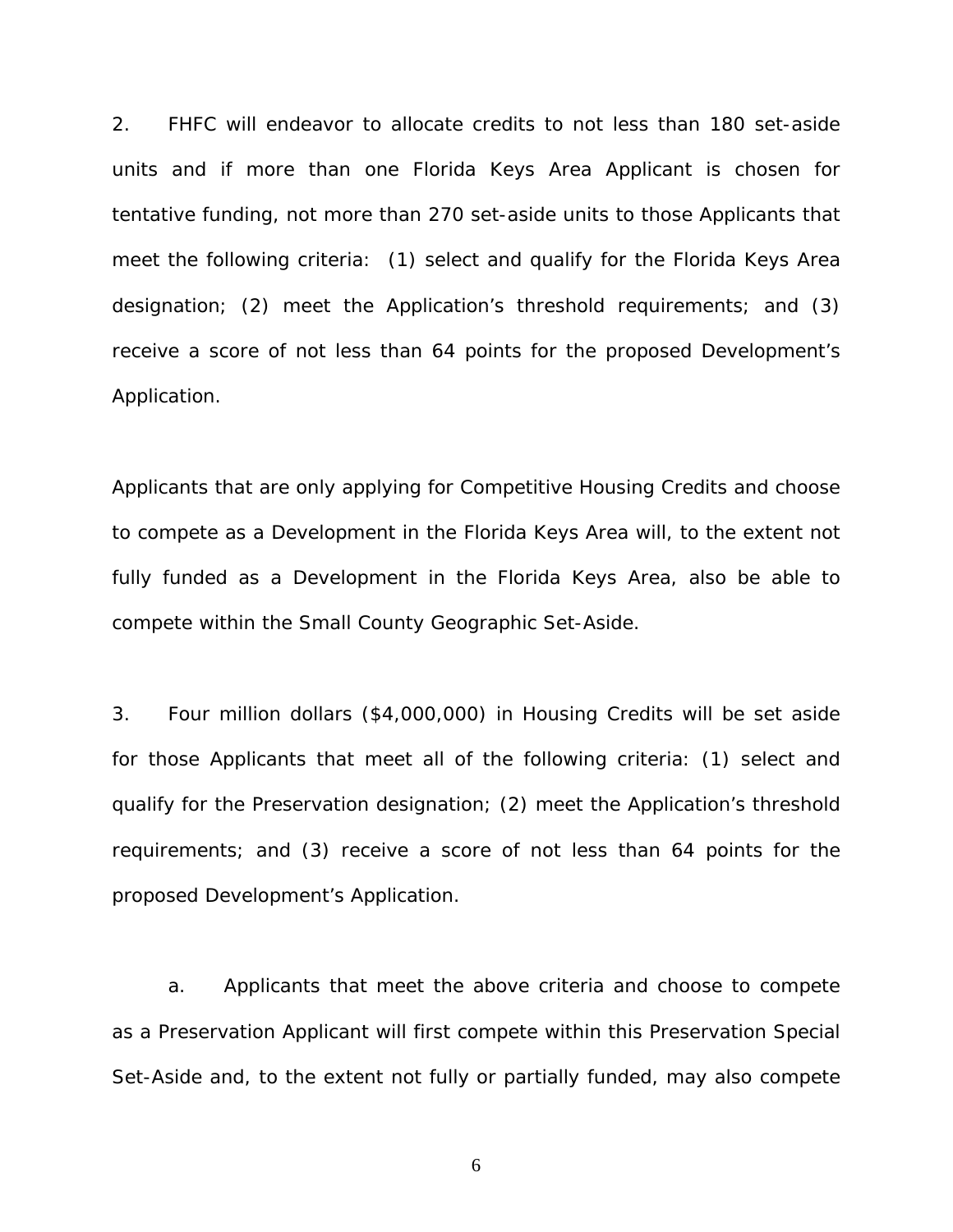2. FHFC will endeavor to allocate credits to not less than 180 set-aside units and if more than one Florida Keys Area Applicant is chosen for tentative funding, not more than 270 set-aside units to those Applicants that meet the following criteria: (1) select and qualify for the Florida Keys Area designation; (2) meet the Application's threshold requirements; and (3) receive a score of not less than 64 points for the proposed Development's Application.

Applicants that are only applying for Competitive Housing Credits and choose to compete as a Development in the Florida Keys Area will, to the extent not fully funded as a Development in the Florida Keys Area, also be able to compete within the Small County Geographic Set-Aside.

3. Four million dollars ($4,000,000) in Housing Credits will be set aside for those Applicants that meet all of the following criteria: (1) select and qualify for the Preservation designation; (2) meet the Application's threshold requirements; and (3) receive a score of not less than 64 points for the proposed Development's Application.

a. Applicants that meet the above criteria and choose to compete as a Preservation Applicant will first compete within this Preservation Special Set-Aside and, to the extent not fully or partially funded, may also compete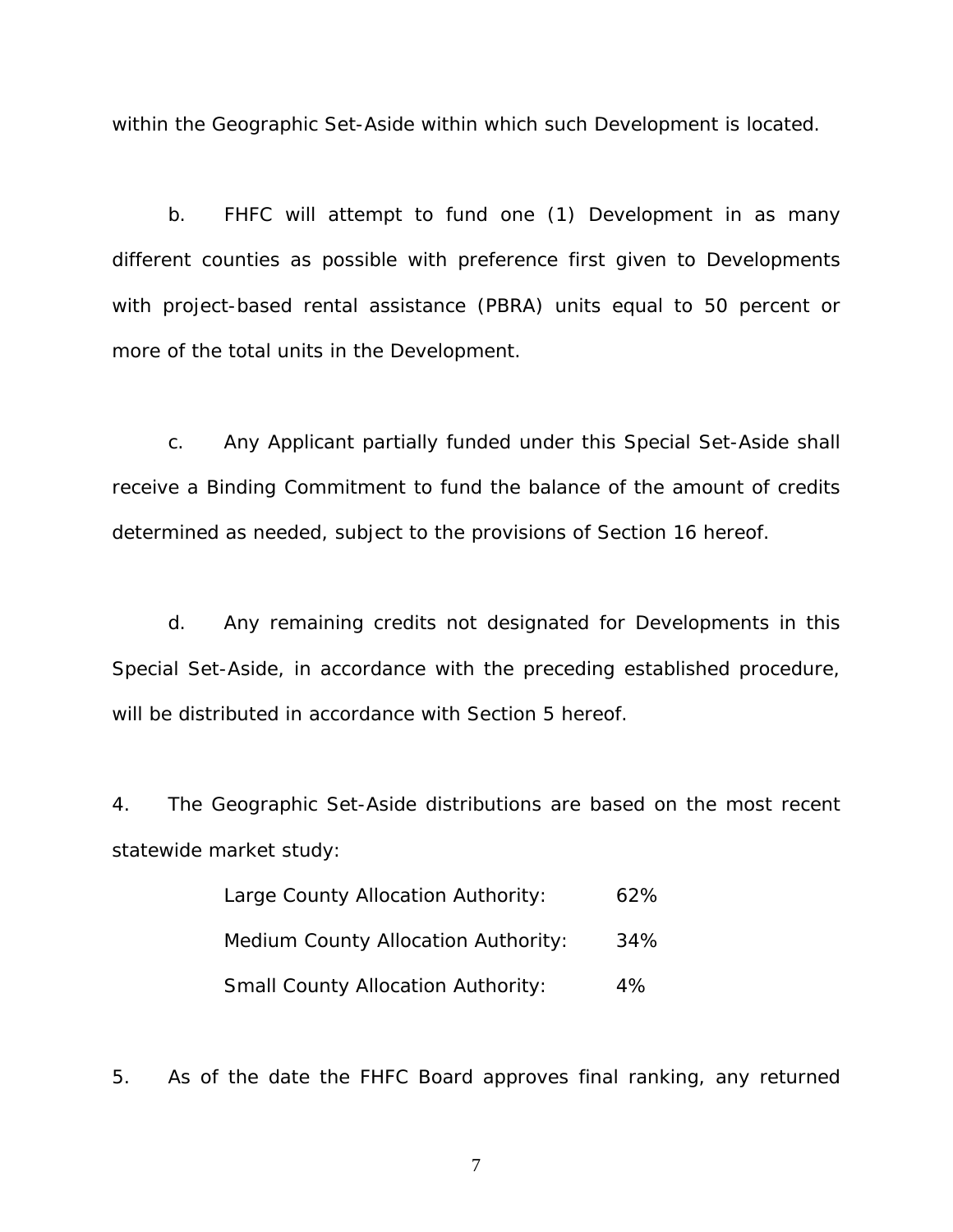within the Geographic Set-Aside within which such Development is located.

b. FHFC will attempt to fund one (1) Development in as many different counties as possible with preference first given to Developments with project-based rental assistance (PBRA) units equal to 50 percent or more of the total units in the Development.

c. Any Applicant partially funded under this Special Set-Aside shall receive a Binding Commitment to fund the balance of the amount of credits determined as needed, subject to the provisions of Section 16 hereof.

d. Any remaining credits not designated for Developments in this Special Set-Aside, in accordance with the preceding established procedure, will be distributed in accordance with Section 5 hereof.

4. The Geographic Set-Aside distributions are based on the most recent statewide market study:

| | |
|---|---|
| Large County Allocation Authority: | 62% |
| Medium County Allocation Authority: | 34% |
| Small County Allocation Authority: | 4% |

5. As of the date the FHFC Board approves final ranking, any returned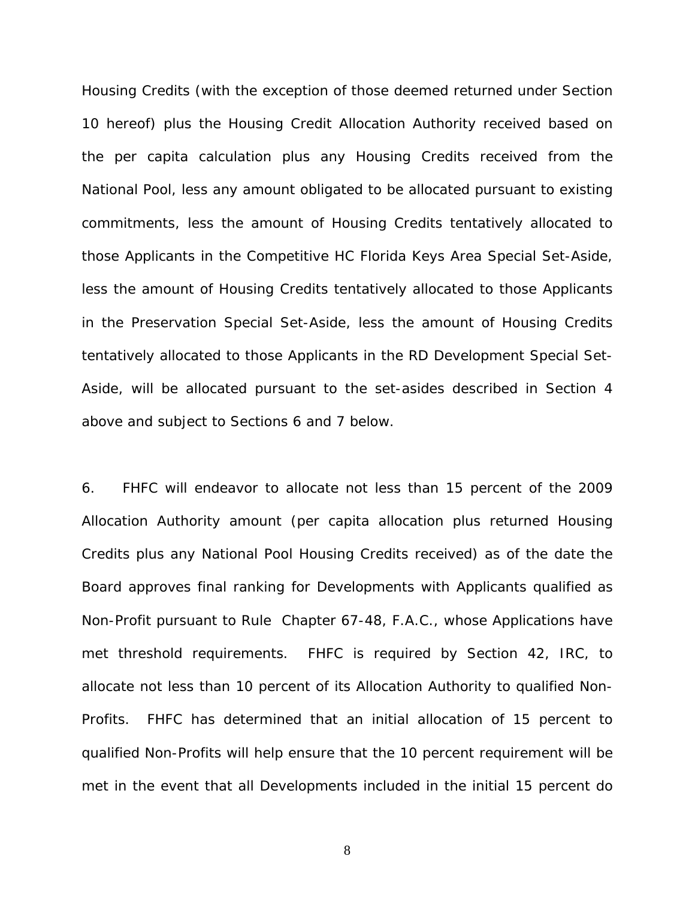Housing Credits (with the exception of those deemed returned under Section 10 hereof) plus the Housing Credit Allocation Authority received based on the per capita calculation plus any Housing Credits received from the National Pool, less any amount obligated to be allocated pursuant to existing commitments, less the amount of Housing Credits tentatively allocated to those Applicants in the Competitive HC Florida Keys Area Special Set-Aside, less the amount of Housing Credits tentatively allocated to those Applicants in the Preservation Special Set-Aside, less the amount of Housing Credits tentatively allocated to those Applicants in the RD Development Special Set-Aside, will be allocated pursuant to the set-asides described in Section 4 above and subject to Sections 6 and 7 below.

6. FHFC will endeavor to allocate not less than 15 percent of the 2009 Allocation Authority amount (per capita allocation plus returned Housing Credits plus any National Pool Housing Credits received) as of the date the Board approves final ranking for Developments with Applicants qualified as Non-Profit pursuant to Rule Chapter 67-48, F.A.C., whose Applications have met threshold requirements. FHFC is required by Section 42, IRC, to allocate not less than 10 percent of its Allocation Authority to qualified Non-Profits. FHFC has determined that an initial allocation of 15 percent to qualified Non-Profits will help ensure that the 10 percent requirement will be met in the event that all Developments included in the initial 15 percent do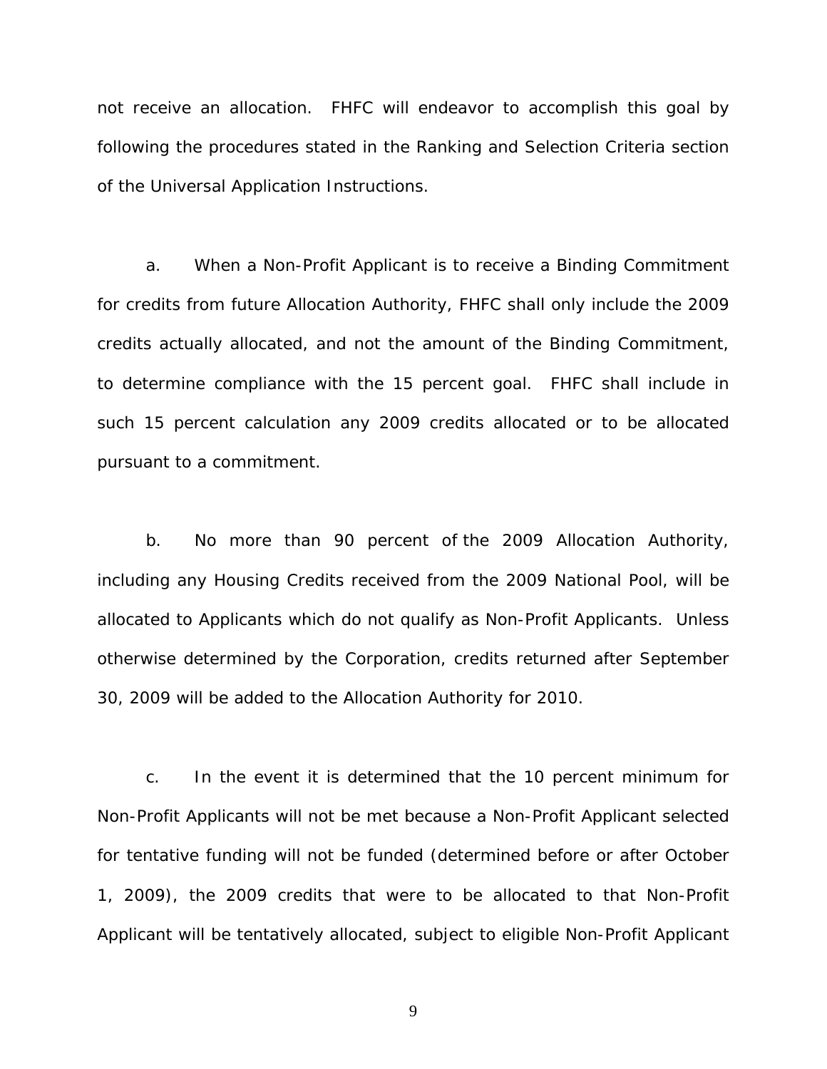not receive an allocation. FHFC will endeavor to accomplish this goal by following the procedures stated in the Ranking and Selection Criteria section of the Universal Application Instructions.

a. When a Non-Profit Applicant is to receive a Binding Commitment for credits from future Allocation Authority, FHFC shall only include the 2009 credits actually allocated, and not the amount of the Binding Commitment, to determine compliance with the 15 percent goal. FHFC shall include in such 15 percent calculation any 2009 credits allocated or to be allocated pursuant to a commitment.

b. No more than 90 percent of the 2009 Allocation Authority, including any Housing Credits received from the 2009 National Pool, will be allocated to Applicants which do not qualify as Non-Profit Applicants. Unless otherwise determined by the Corporation, credits returned after September 30, 2009 will be added to the Allocation Authority for 2010.

c. In the event it is determined that the 10 percent minimum for Non-Profit Applicants will not be met because a Non-Profit Applicant selected for tentative funding will not be funded (determined before or after October 1, 2009), the 2009 credits that were to be allocated to that Non-Profit Applicant will be tentatively allocated, subject to eligible Non-Profit Applicant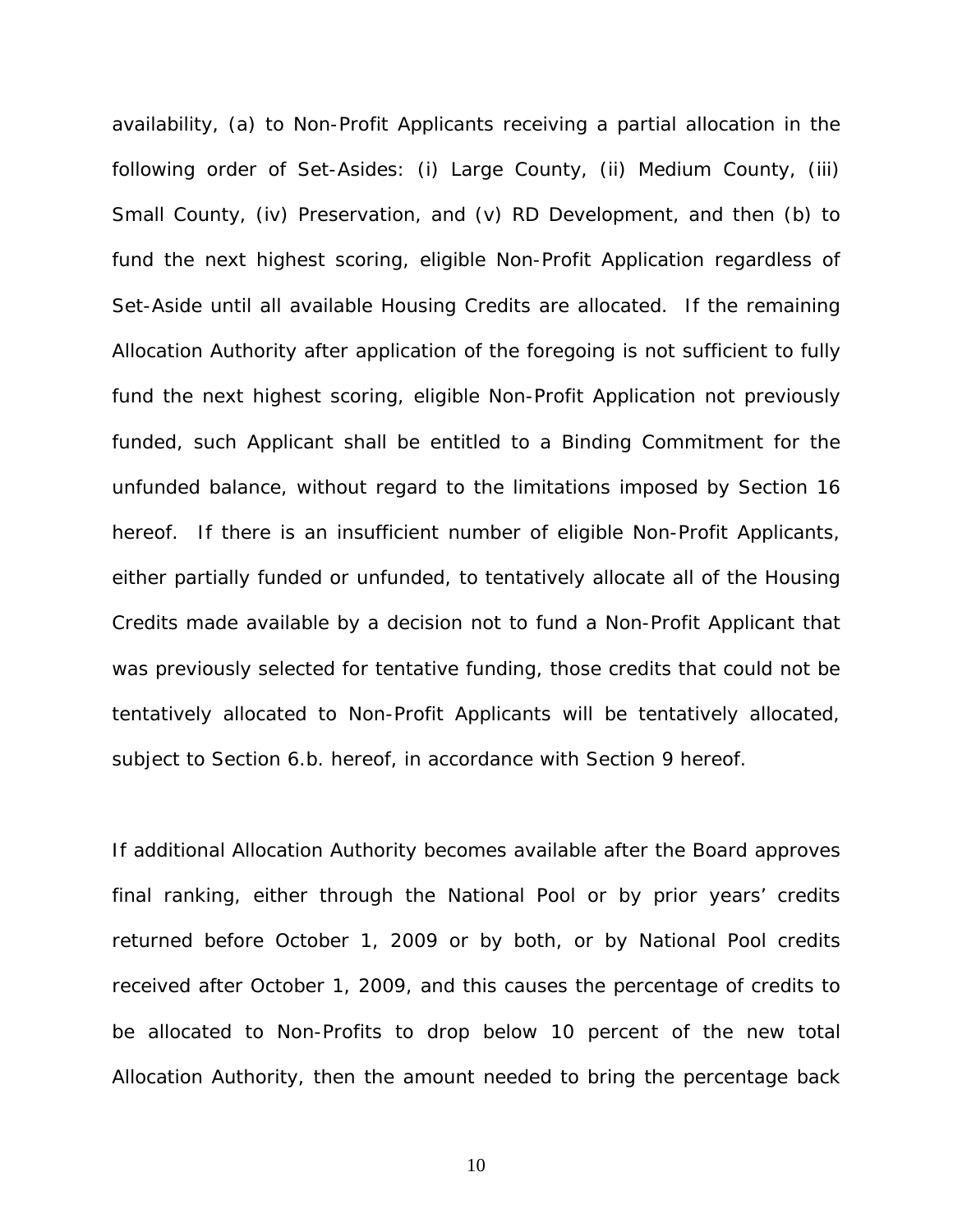availability, (a) to Non-Profit Applicants receiving a partial allocation in the following order of Set-Asides: (i) Large County, (ii) Medium County, (iii) Small County, (iv) Preservation, and (v) RD Development, and then (b) to fund the next highest scoring, eligible Non-Profit Application regardless of Set-Aside until all available Housing Credits are allocated. If the remaining Allocation Authority after application of the foregoing is not sufficient to fully fund the next highest scoring, eligible Non-Profit Application not previously funded, such Applicant shall be entitled to a Binding Commitment for the unfunded balance, without regard to the limitations imposed by Section 16 hereof. If there is an insufficient number of eligible Non-Profit Applicants, either partially funded or unfunded, to tentatively allocate all of the Housing Credits made available by a decision not to fund a Non-Profit Applicant that was previously selected for tentative funding, those credits that could not be tentatively allocated to Non-Profit Applicants will be tentatively allocated, subject to Section 6.b. hereof, in accordance with Section 9 hereof.

If additional Allocation Authority becomes available after the Board approves final ranking, either through the National Pool or by prior years' credits returned before October 1, 2009 or by both, or by National Pool credits received after October 1, 2009, and this causes the percentage of credits to be allocated to Non-Profits to drop below 10 percent of the new total Allocation Authority, then the amount needed to bring the percentage back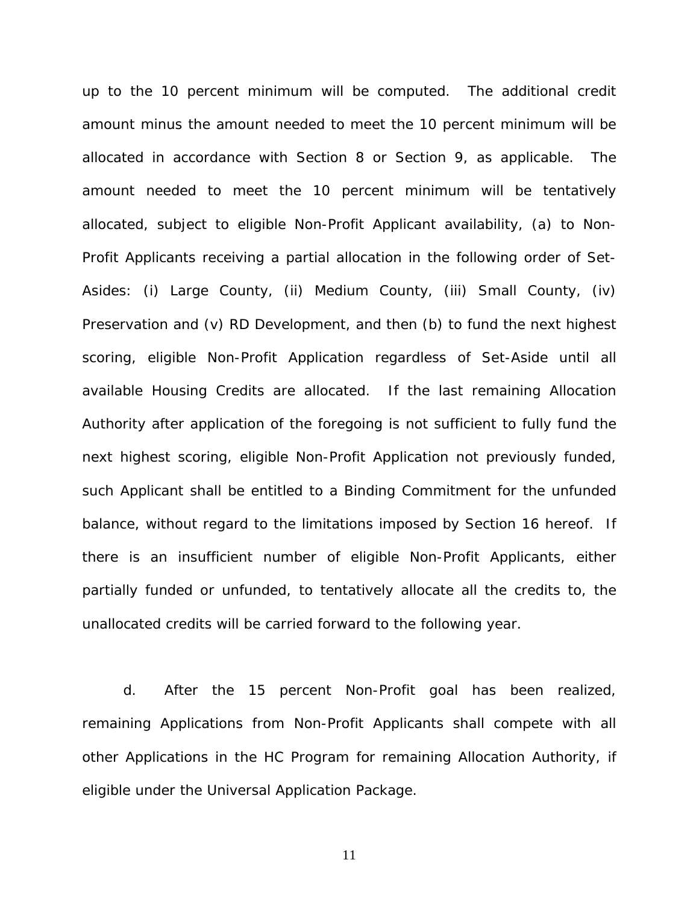up to the 10 percent minimum will be computed. The additional credit amount minus the amount needed to meet the 10 percent minimum will be allocated in accordance with Section 8 or Section 9, as applicable. The amount needed to meet the 10 percent minimum will be tentatively allocated, subject to eligible Non-Profit Applicant availability, (a) to Non-Profit Applicants receiving a partial allocation in the following order of Set-Asides: (i) Large County, (ii) Medium County, (iii) Small County, (iv) Preservation and (v) RD Development, and then (b) to fund the next highest scoring, eligible Non-Profit Application regardless of Set-Aside until all available Housing Credits are allocated. If the last remaining Allocation Authority after application of the foregoing is not sufficient to fully fund the next highest scoring, eligible Non-Profit Application not previously funded, such Applicant shall be entitled to a Binding Commitment for the unfunded balance, without regard to the limitations imposed by Section 16 hereof. If there is an insufficient number of eligible Non-Profit Applicants, either partially funded or unfunded, to tentatively allocate all the credits to, the unallocated credits will be carried forward to the following year.

d. After the 15 percent Non-Profit goal has been realized, remaining Applications from Non-Profit Applicants shall compete with all other Applications in the HC Program for remaining Allocation Authority, if eligible under the Universal Application Package.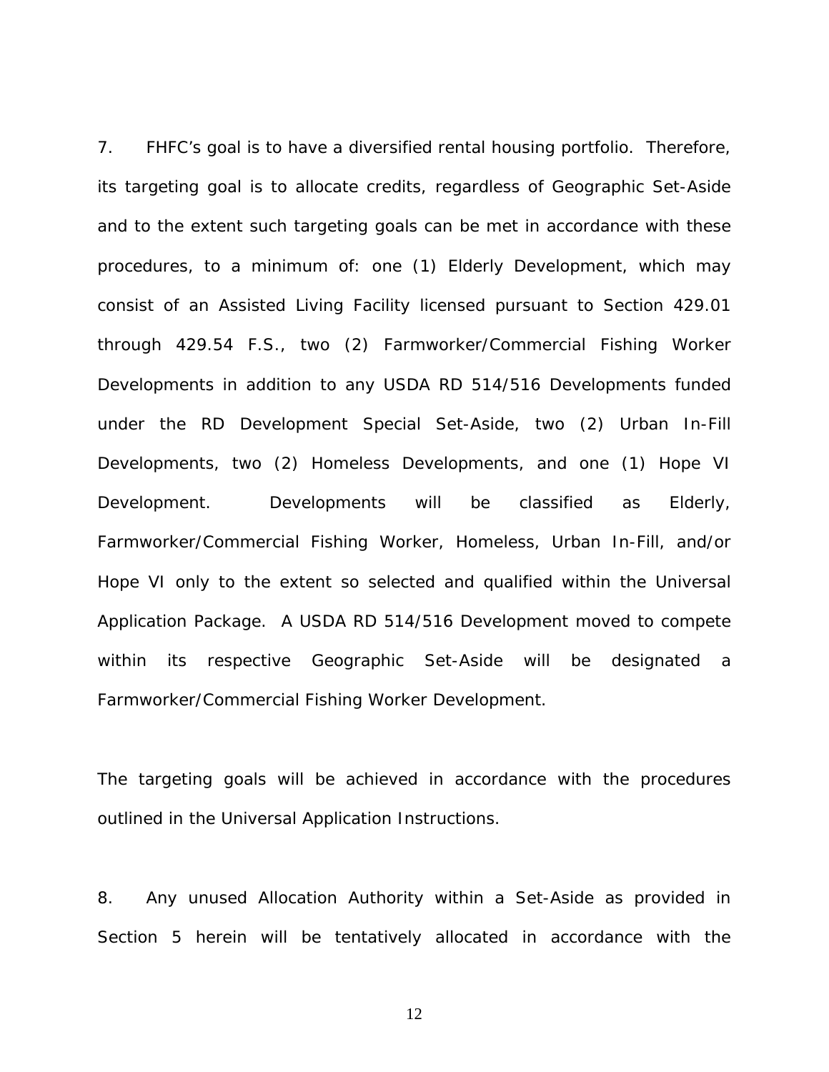7. FHFC's goal is to have a diversified rental housing portfolio. Therefore, its targeting goal is to allocate credits, regardless of Geographic Set-Aside and to the extent such targeting goals can be met in accordance with these procedures, to a minimum of: one (1) Elderly Development, which may consist of an Assisted Living Facility licensed pursuant to Section 429.01 through 429.54 F.S., two (2) Farmworker/Commercial Fishing Worker Developments in addition to any USDA RD 514/516 Developments funded under the RD Development Special Set-Aside, two (2) Urban In-Fill Developments, two (2) Homeless Developments, and one (1) Hope VI Development. Developments will be classified as Elderly, Farmworker/Commercial Fishing Worker, Homeless, Urban In-Fill, and/or Hope VI only to the extent so selected and qualified within the Universal Application Package. A USDA RD 514/516 Development moved to compete within its respective Geographic Set-Aside will be designated a Farmworker/Commercial Fishing Worker Development.

The targeting goals will be achieved in accordance with the procedures outlined in the Universal Application Instructions.

8. Any unused Allocation Authority within a Set-Aside as provided in Section 5 herein will be tentatively allocated in accordance with the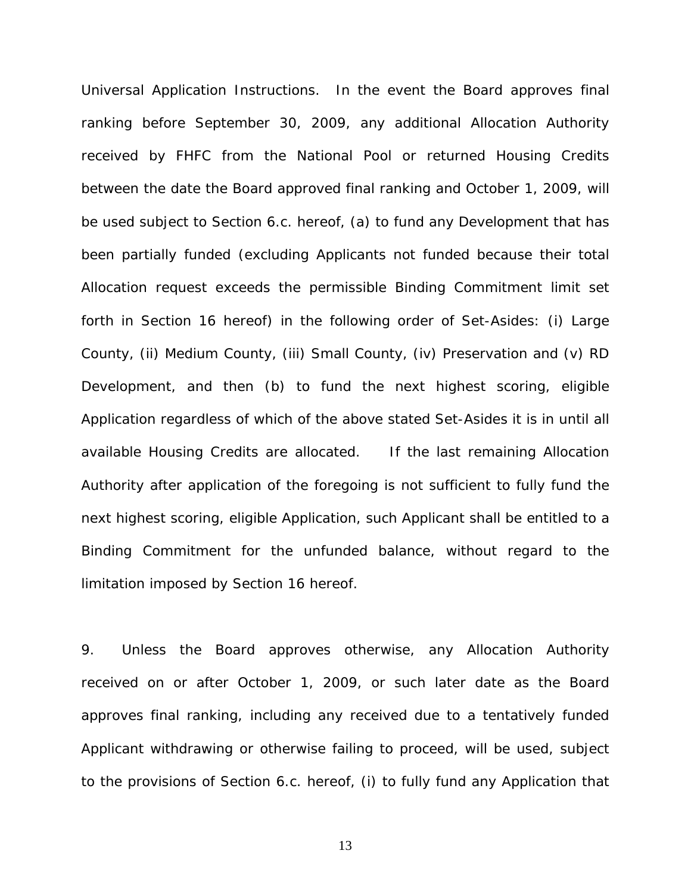Universal Application Instructions. In the event the Board approves final ranking before September 30, 2009, any additional Allocation Authority received by FHFC from the National Pool or returned Housing Credits between the date the Board approved final ranking and October 1, 2009, will be used subject to Section 6.c. hereof, (a) to fund any Development that has been partially funded (excluding Applicants not funded because their total Allocation request exceeds the permissible Binding Commitment limit set forth in Section 16 hereof) in the following order of Set-Asides: (i) Large County, (ii) Medium County, (iii) Small County, (iv) Preservation and (v) RD Development, and then (b) to fund the next highest scoring, eligible Application regardless of which of the above stated Set-Asides it is in until all available Housing Credits are allocated. If the last remaining Allocation Authority after application of the foregoing is not sufficient to fully fund the next highest scoring, eligible Application, such Applicant shall be entitled to a Binding Commitment for the unfunded balance, without regard to the limitation imposed by Section 16 hereof.

9. Unless the Board approves otherwise, any Allocation Authority received on or after October 1, 2009, or such later date as the Board approves final ranking, including any received due to a tentatively funded Applicant withdrawing or otherwise failing to proceed, will be used, subject to the provisions of Section 6.c. hereof, (i) to fully fund any Application that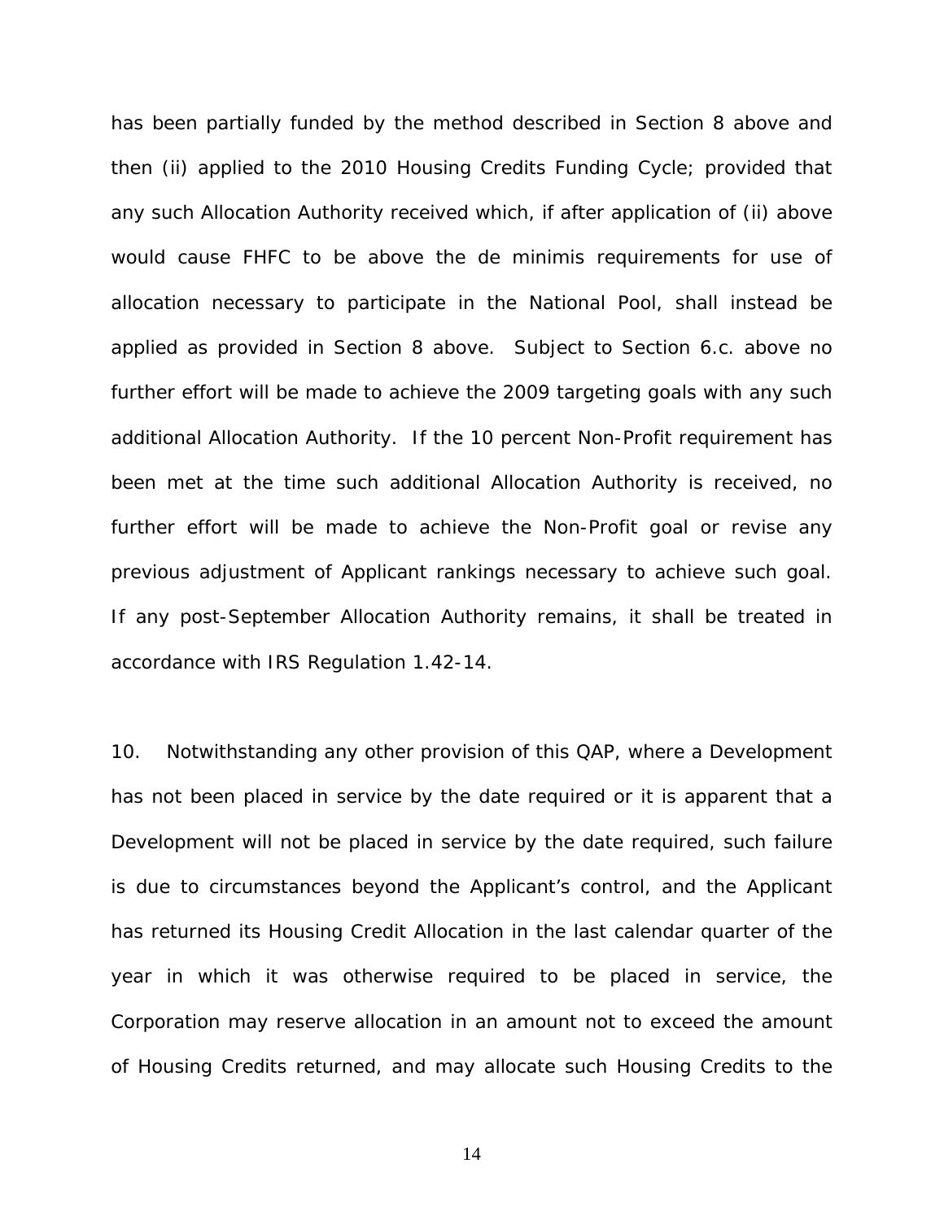has been partially funded by the method described in Section 8 above and then (ii) applied to the 2010 Housing Credits Funding Cycle; provided that any such Allocation Authority received which, if after application of (ii) above would cause FHFC to be above the de minimis requirements for use of allocation necessary to participate in the National Pool, shall instead be applied as provided in Section 8 above. Subject to Section 6.c. above no further effort will be made to achieve the 2009 targeting goals with any such additional Allocation Authority. If the 10 percent Non-Profit requirement has been met at the time such additional Allocation Authority is received, no further effort will be made to achieve the Non-Profit goal or revise any previous adjustment of Applicant rankings necessary to achieve such goal. If any post-September Allocation Authority remains, it shall be treated in accordance with IRS Regulation 1.42-14.

10. Notwithstanding any other provision of this QAP, where a Development has not been placed in service by the date required or it is apparent that a Development will not be placed in service by the date required, such failure is due to circumstances beyond the Applicant's control, and the Applicant has returned its Housing Credit Allocation in the last calendar quarter of the year in which it was otherwise required to be placed in service, the Corporation may reserve allocation in an amount not to exceed the amount of Housing Credits returned, and may allocate such Housing Credits to the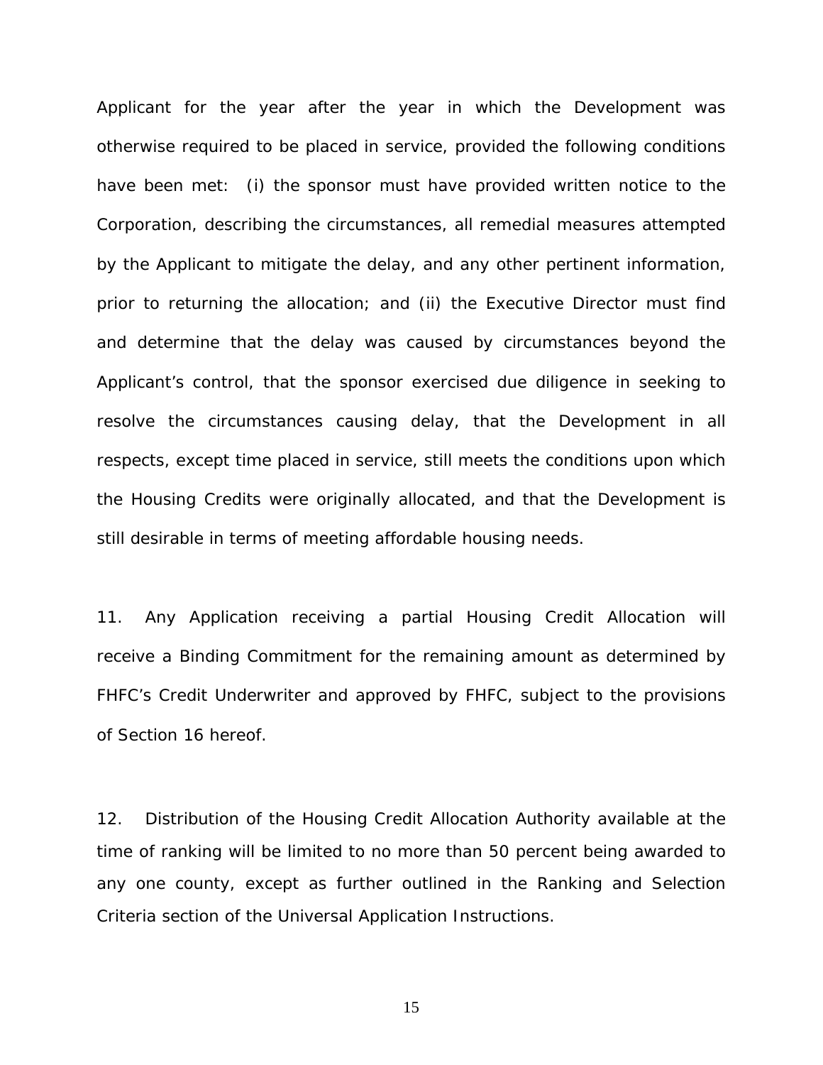Applicant for the year after the year in which the Development was otherwise required to be placed in service, provided the following conditions have been met: (i) the sponsor must have provided written notice to the Corporation, describing the circumstances, all remedial measures attempted by the Applicant to mitigate the delay, and any other pertinent information, prior to returning the allocation; and (ii) the Executive Director must find and determine that the delay was caused by circumstances beyond the Applicant's control, that the sponsor exercised due diligence in seeking to resolve the circumstances causing delay, that the Development in all respects, except time placed in service, still meets the conditions upon which the Housing Credits were originally allocated, and that the Development is still desirable in terms of meeting affordable housing needs.

11. Any Application receiving a partial Housing Credit Allocation will receive a Binding Commitment for the remaining amount as determined by FHFC's Credit Underwriter and approved by FHFC, subject to the provisions of Section 16 hereof.

12. Distribution of the Housing Credit Allocation Authority available at the time of ranking will be limited to no more than 50 percent being awarded to any one county, except as further outlined in the Ranking and Selection Criteria section of the Universal Application Instructions.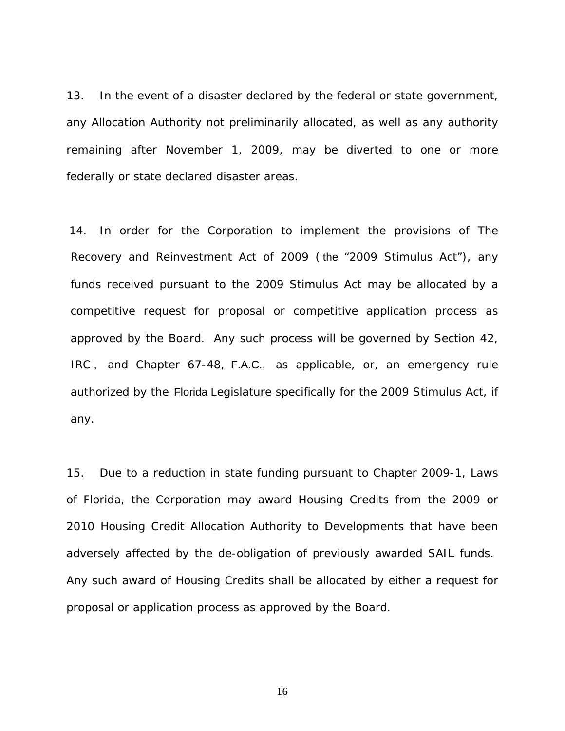13. In the event of a disaster declared by the federal or state government, any Allocation Authority not preliminarily allocated, as well as any authority remaining after November 1, 2009, may be diverted to one or more federally or state declared disaster areas.

14. In order for the Corporation to implement the provisions of The Recovery and Reinvestment Act of 2009 ( the “2009 Stimulus Act”), any funds received pursuant to the 2009 Stimulus Act may be allocated by a competitive request for proposal or competitive application process as approved by the Board. Any such process will be governed by Section 42, IRC , and Chapter 67-48, F.A.C., as applicable, or, an emergency rule authorized by the Florida Legislature specifically for the 2009 Stimulus Act, if any.

15. Due to a reduction in state funding pursuant to Chapter 2009-1, Laws of Florida, the Corporation may award Housing Credits from the 2009 or 2010 Housing Credit Allocation Authority to Developments that have been adversely affected by the de-obligation of previously awarded SAIL funds. Any such award of Housing Credits shall be allocated by either a request for proposal or application process as approved by the Board.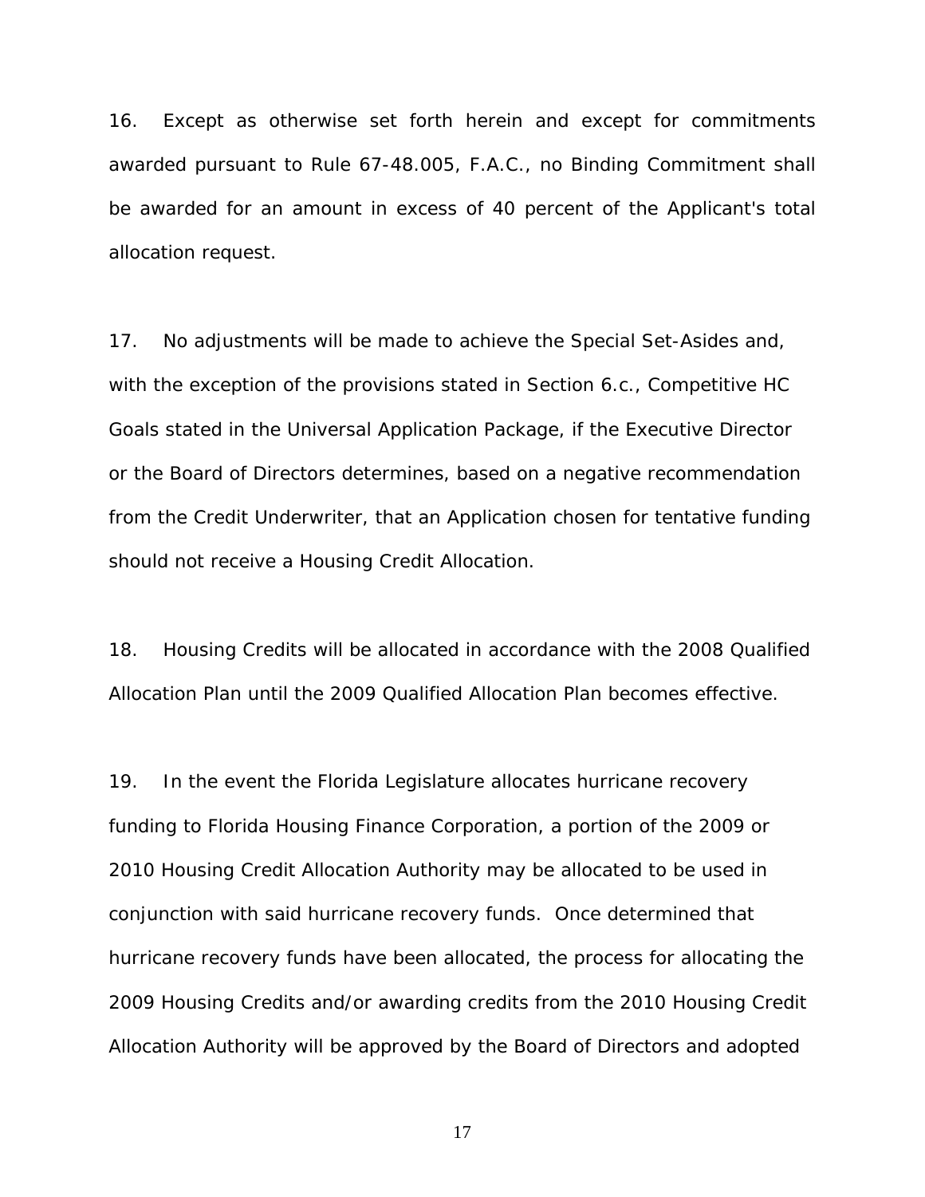16. Except as otherwise set forth herein and except for commitments awarded pursuant to Rule 67-48.005, F.A.C., no Binding Commitment shall be awarded for an amount in excess of 40 percent of the Applicant's total allocation request.

17. No adjustments will be made to achieve the Special Set-Asides and, with the exception of the provisions stated in Section 6.c., Competitive HC Goals stated in the Universal Application Package, if the Executive Director or the Board of Directors determines, based on a negative recommendation from the Credit Underwriter, that an Application chosen for tentative funding should not receive a Housing Credit Allocation.

18. Housing Credits will be allocated in accordance with the 2008 Qualified Allocation Plan until the 2009 Qualified Allocation Plan becomes effective.

19. In the event the Florida Legislature allocates hurricane recovery funding to Florida Housing Finance Corporation, a portion of the 2009 or 2010 Housing Credit Allocation Authority may be allocated to be used in conjunction with said hurricane recovery funds. Once determined that hurricane recovery funds have been allocated, the process for allocating the 2009 Housing Credits and/or awarding credits from the 2010 Housing Credit Allocation Authority will be approved by the Board of Directors and adopted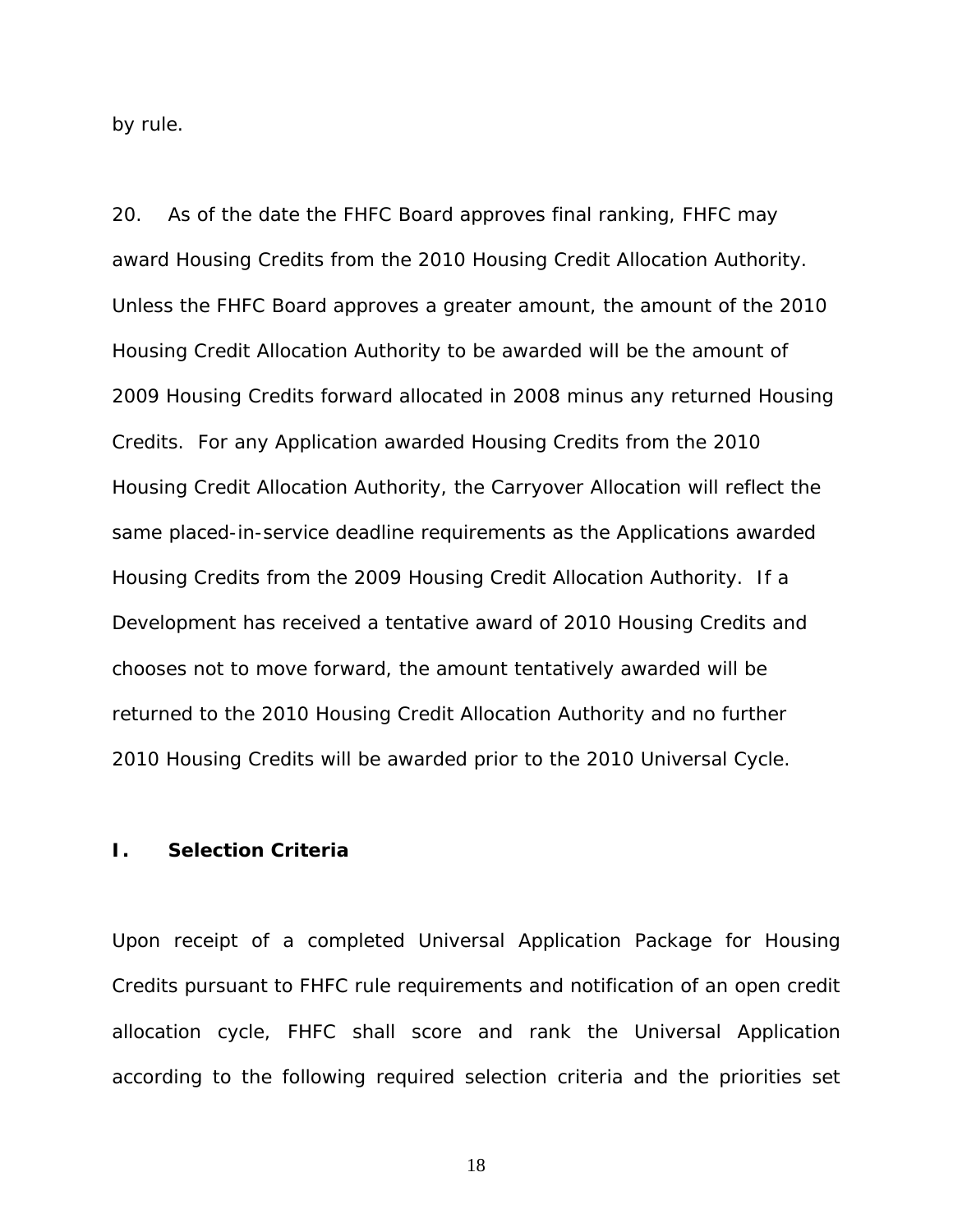by rule.

20. As of the date the FHFC Board approves final ranking, FHFC may award Housing Credits from the 2010 Housing Credit Allocation Authority. Unless the FHFC Board approves a greater amount, the amount of the 2010 Housing Credit Allocation Authority to be awarded will be the amount of 2009 Housing Credits forward allocated in 2008 minus any returned Housing Credits. For any Application awarded Housing Credits from the 2010 Housing Credit Allocation Authority, the Carryover Allocation will reflect the same placed-in-service deadline requirements as the Applications awarded Housing Credits from the 2009 Housing Credit Allocation Authority. If a Development has received a tentative award of 2010 Housing Credits and chooses not to move forward, the amount tentatively awarded will be returned to the 2010 Housing Credit Allocation Authority and no further 2010 Housing Credits will be awarded prior to the 2010 Universal Cycle.

## I. Selection Criteria

Upon receipt of a completed Universal Application Package for Housing Credits pursuant to FHFC rule requirements and notification of an open credit allocation cycle, FHFC shall score and rank the Universal Application according to the following required selection criteria and the priorities set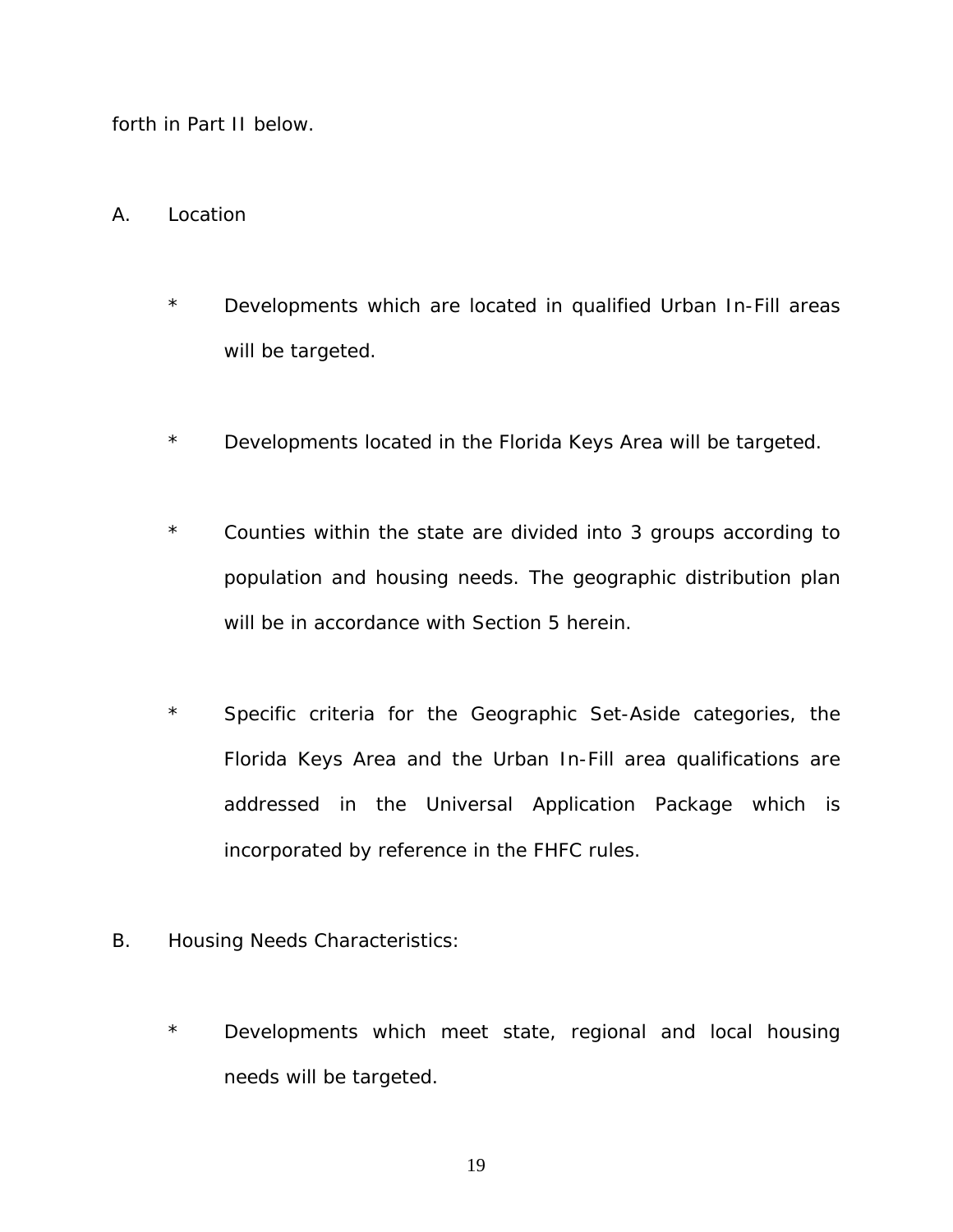forth in Part II below.

A. Location

* Developments which are located in qualified Urban In-Fill areas will be targeted.

* Developments located in the Florida Keys Area will be targeted.

* Counties within the state are divided into 3 groups according to population and housing needs. The geographic distribution plan will be in accordance with Section 5 herein.

* Specific criteria for the Geographic Set-Aside categories, the Florida Keys Area and the Urban In-Fill area qualifications are addressed in the Universal Application Package which is incorporated by reference in the FHFC rules.

B. Housing Needs Characteristics:

* Developments which meet state, regional and local housing needs will be targeted.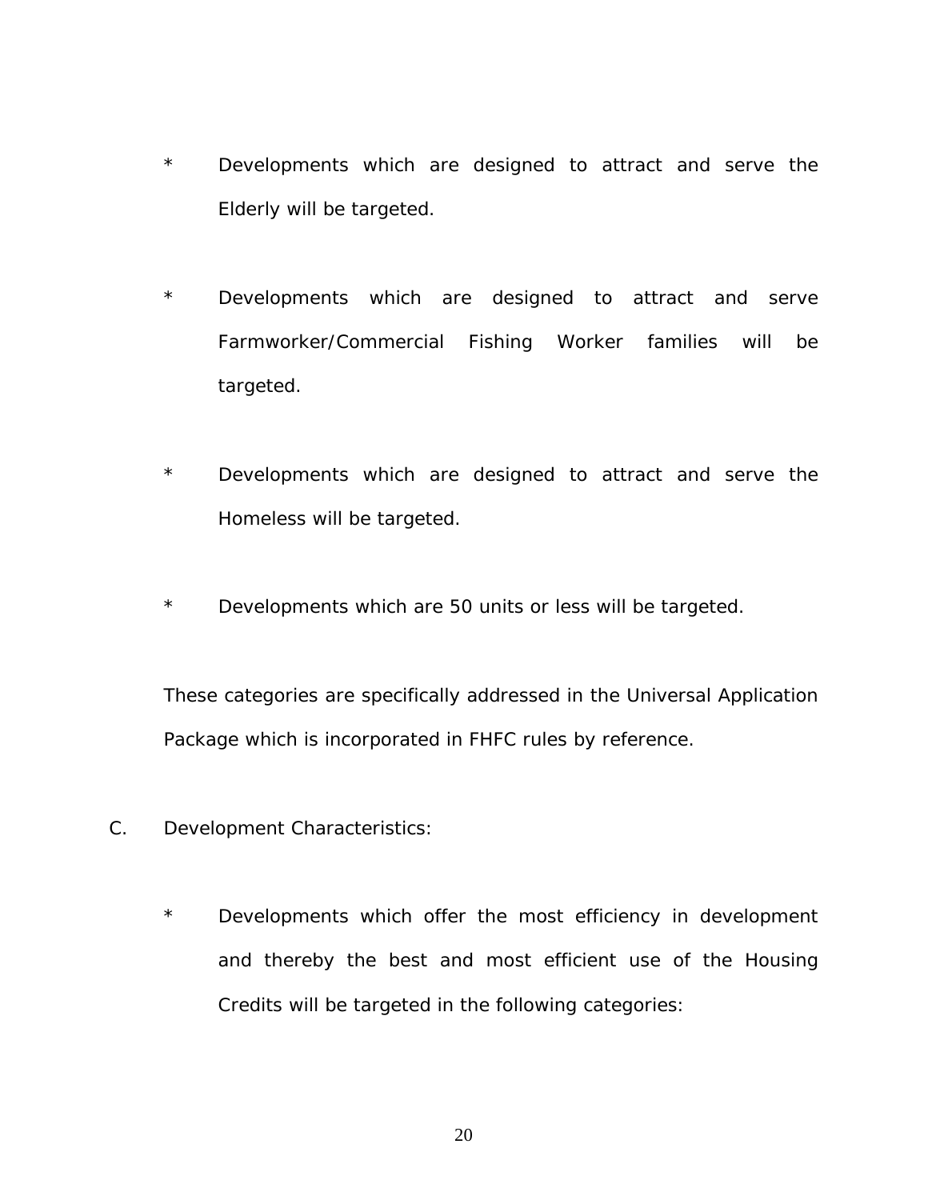* Developments which are designed to attract and serve the Elderly will be targeted.

* Developments which are designed to attract and serve Farmworker/Commercial Fishing Worker families will be targeted.

* Developments which are designed to attract and serve the Homeless will be targeted.

* Developments which are 50 units or less will be targeted.

These categories are specifically addressed in the Universal Application Package which is incorporated in FHFC rules by reference.

C. Development Characteristics:

* Developments which offer the most efficiency in development and thereby the best and most efficient use of the Housing Credits will be targeted in the following categories: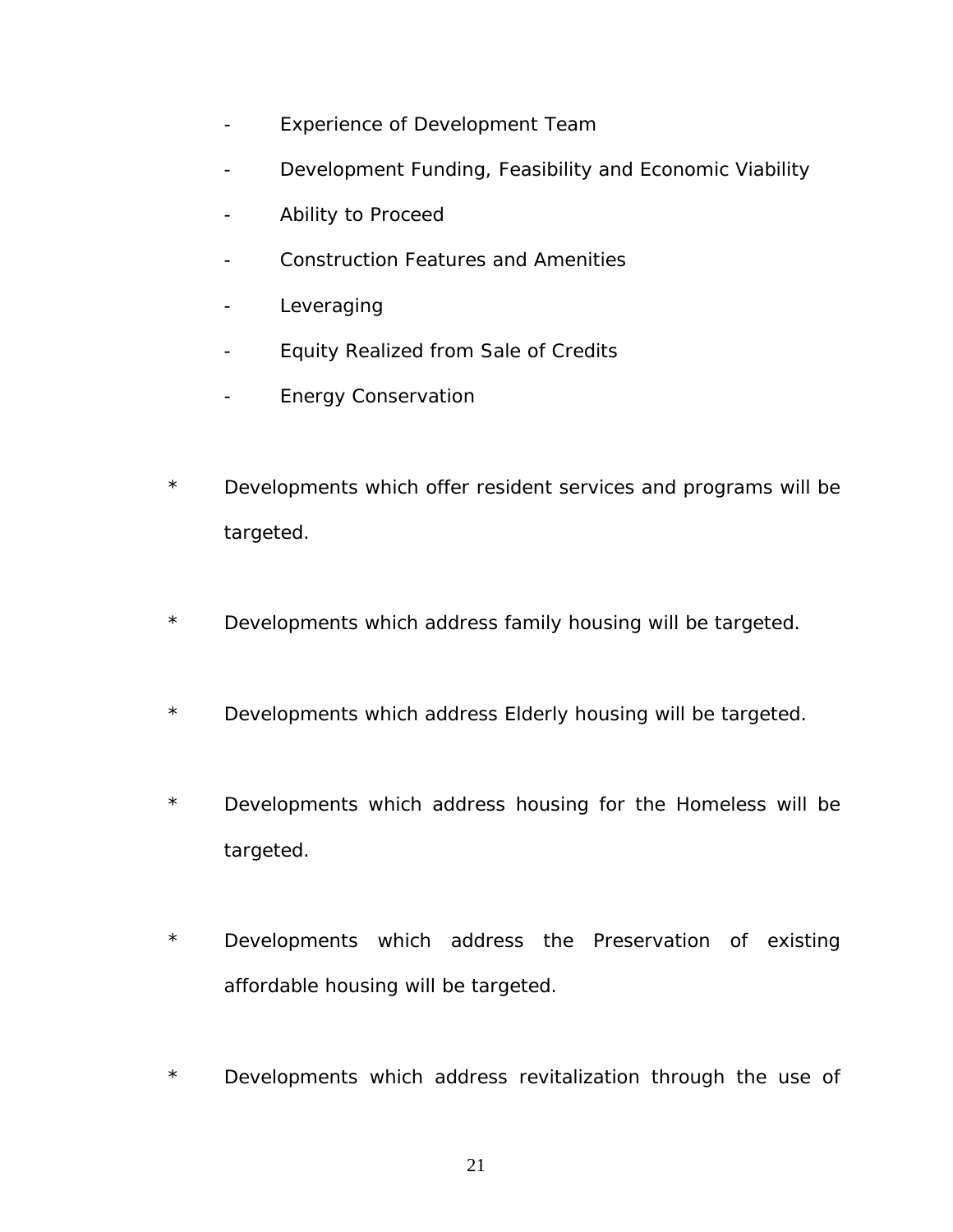- Experience of Development Team
- Development Funding, Feasibility and Economic Viability
- Ability to Proceed
- Construction Features and Amenities
- Leveraging
- Equity Realized from Sale of Credits
- Energy Conservation

* Developments which offer resident services and programs will be targeted.

* Developments which address family housing will be targeted.

* Developments which address Elderly housing will be targeted.

* Developments which address housing for the Homeless will be targeted.

* Developments which address the Preservation of existing affordable housing will be targeted.

* Developments which address revitalization through the use of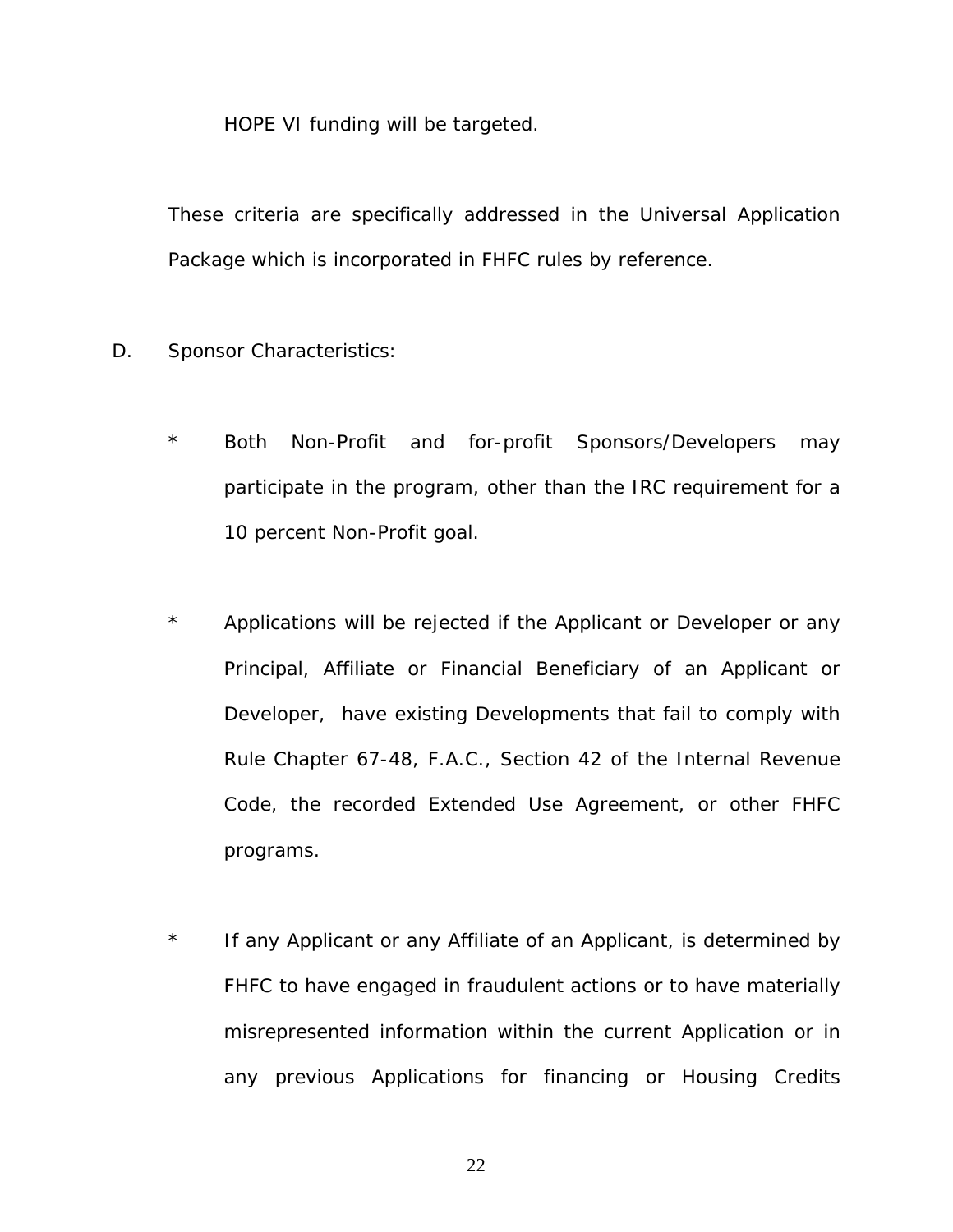HOPE VI funding will be targeted.

These criteria are specifically addressed in the Universal Application Package which is incorporated in FHFC rules by reference.

D. Sponsor Characteristics:

* Both Non-Profit and for-profit Sponsors/Developers may participate in the program, other than the IRC requirement for a 10 percent Non-Profit goal.

* Applications will be rejected if the Applicant or Developer or any Principal, Affiliate or Financial Beneficiary of an Applicant or Developer, have existing Developments that fail to comply with Rule Chapter 67-48, F.A.C., Section 42 of the Internal Revenue Code, the recorded Extended Use Agreement, or other FHFC programs.

* If any Applicant or any Affiliate of an Applicant, is determined by FHFC to have engaged in fraudulent actions or to have materially misrepresented information within the current Application or in any previous Applications for financing or Housing Credits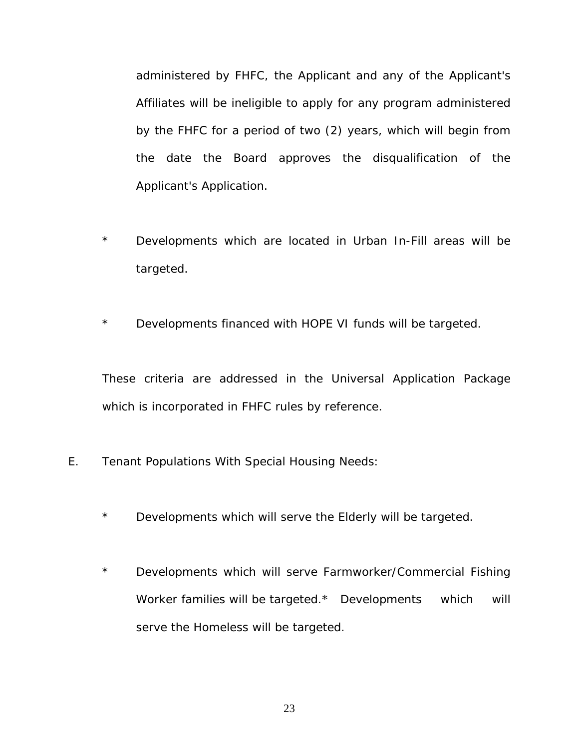administered by FHFC, the Applicant and any of the Applicant's Affiliates will be ineligible to apply for any program administered by the FHFC for a period of two (2) years, which will begin from the date the Board approves the disqualification of the Applicant's Application.

* Developments which are located in Urban In-Fill areas will be targeted.

* Developments financed with HOPE VI funds will be targeted.

These criteria are addressed in the Universal Application Package which is incorporated in FHFC rules by reference.

E. Tenant Populations With Special Housing Needs:

* Developments which will serve the Elderly will be targeted.

* Developments which will serve Farmworker/Commercial Fishing Worker families will be targeted.* Developments which will serve the Homeless will be targeted.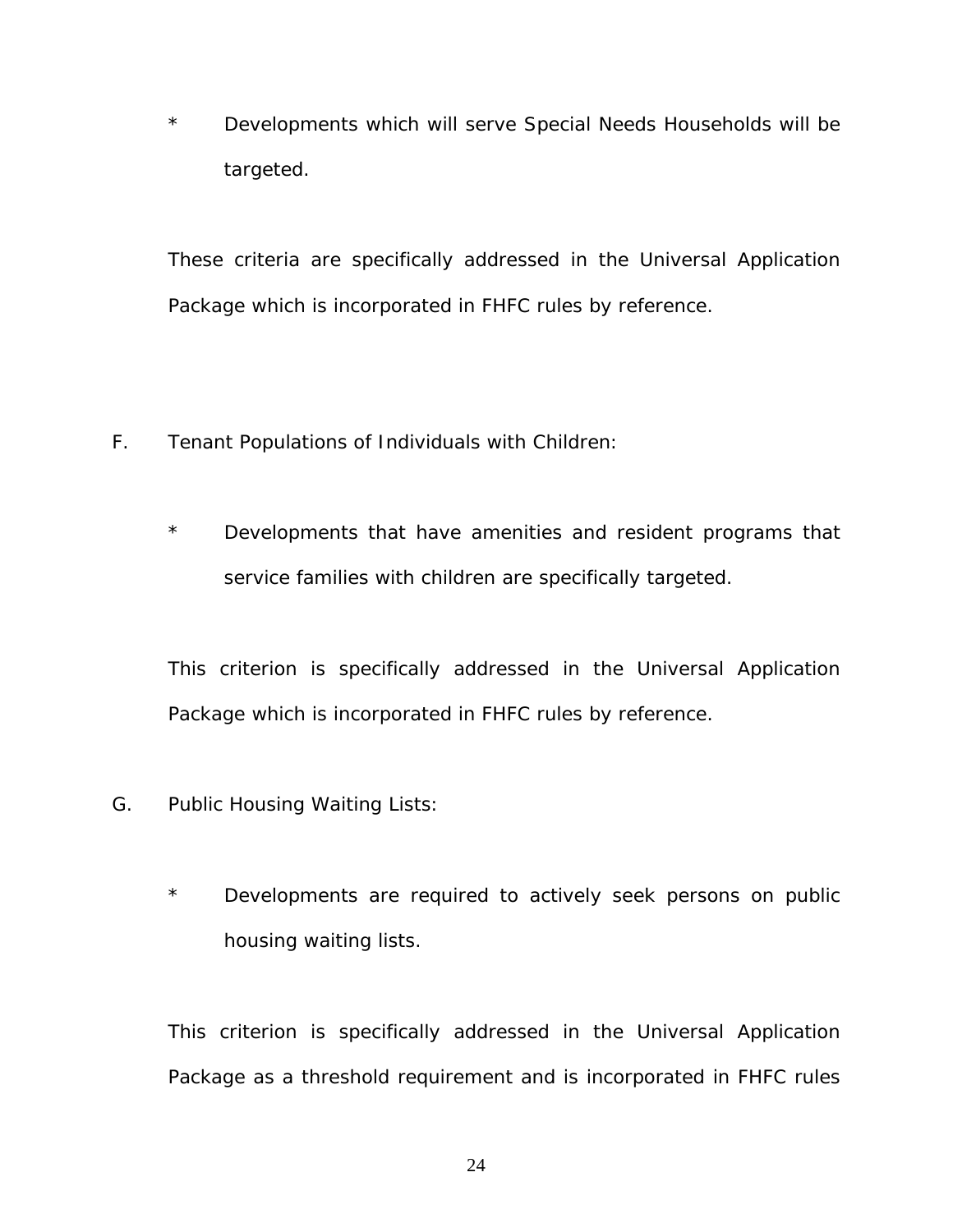* Developments which will serve Special Needs Households will be targeted.

These criteria are specifically addressed in the Universal Application Package which is incorporated in FHFC rules by reference.

F. Tenant Populations of Individuals with Children:

* Developments that have amenities and resident programs that service families with children are specifically targeted.

This criterion is specifically addressed in the Universal Application Package which is incorporated in FHFC rules by reference.

G. Public Housing Waiting Lists:

* Developments are required to actively seek persons on public housing waiting lists.

This criterion is specifically addressed in the Universal Application Package as a threshold requirement and is incorporated in FHFC rules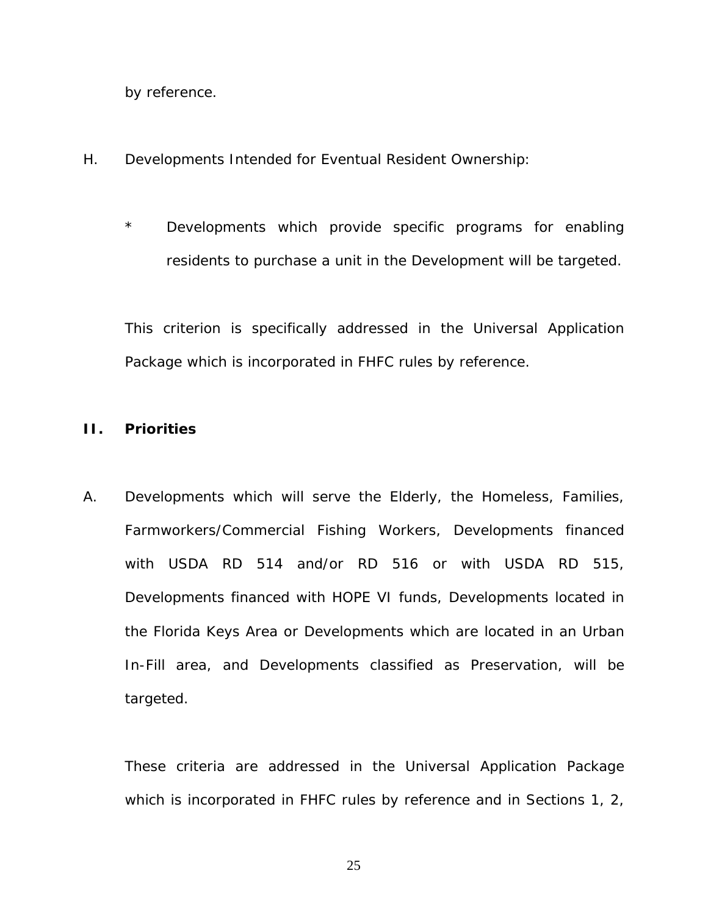by reference.

H. Developments Intended for Eventual Resident Ownership:

- Developments which provide specific programs for enabling residents to purchase a unit in the Development will be targeted.

This criterion is specifically addressed in the Universal Application Package which is incorporated in FHFC rules by reference.

## II. Priorities

A. Developments which will serve the Elderly, the Homeless, Families, Farmworkers/Commercial Fishing Workers, Developments financed with USDA RD 514 and/or RD 516 or with USDA RD 515, Developments financed with HOPE VI funds, Developments located in the Florida Keys Area or Developments which are located in an Urban In-Fill area, and Developments classified as Preservation, will be targeted.

These criteria are addressed in the Universal Application Package which is incorporated in FHFC rules by reference and in Sections 1, 2,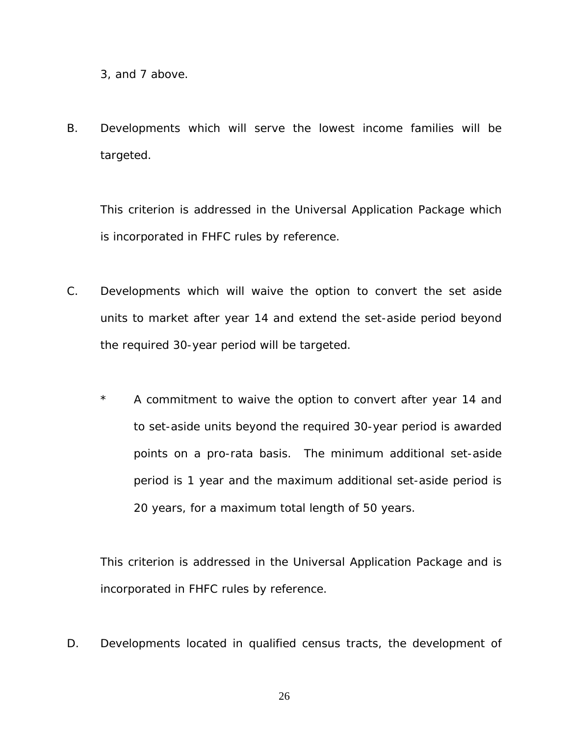3, and 7 above.

B. Developments which will serve the lowest income families will be targeted.

This criterion is addressed in the Universal Application Package which is incorporated in FHFC rules by reference.

C. Developments which will waive the option to convert the set aside units to market after year 14 and extend the set-aside period beyond the required 30-year period will be targeted.

- A commitment to waive the option to convert after year 14 and to set-aside units beyond the required 30-year period is awarded points on a pro-rata basis. The minimum additional set-aside period is 1 year and the maximum additional set-aside period is 20 years, for a maximum total length of 50 years.

This criterion is addressed in the Universal Application Package and is incorporated in FHFC rules by reference.

D. Developments located in qualified census tracts, the development of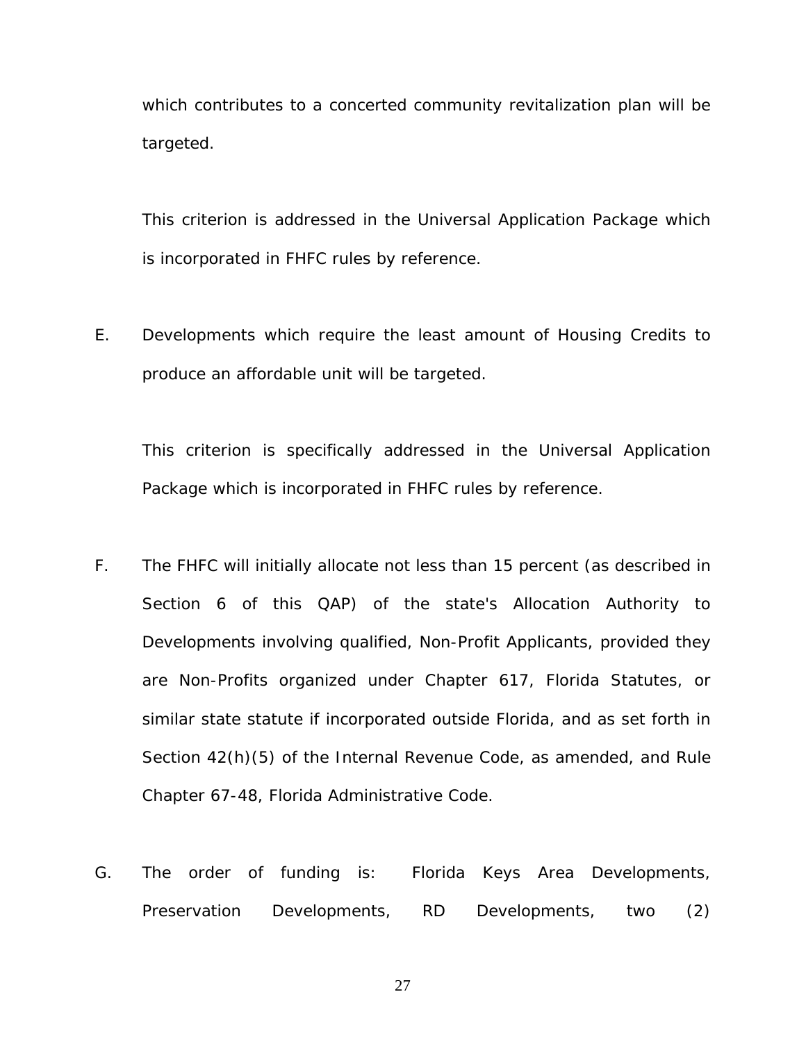which contributes to a concerted community revitalization plan will be targeted.

This criterion is addressed in the Universal Application Package which is incorporated in FHFC rules by reference.

E. Developments which require the least amount of Housing Credits to produce an affordable unit will be targeted.

This criterion is specifically addressed in the Universal Application Package which is incorporated in FHFC rules by reference.

F. The FHFC will initially allocate not less than 15 percent (as described in Section 6 of this QAP) of the state's Allocation Authority to Developments involving qualified, Non-Profit Applicants, provided they are Non-Profits organized under Chapter 617, Florida Statutes, or similar state statute if incorporated outside Florida, and as set forth in Section 42(h)(5) of the Internal Revenue Code, as amended, and Rule Chapter 67-48, Florida Administrative Code.

G. The order of funding is: Florida Keys Area Developments, Preservation Developments, RD Developments, two (2)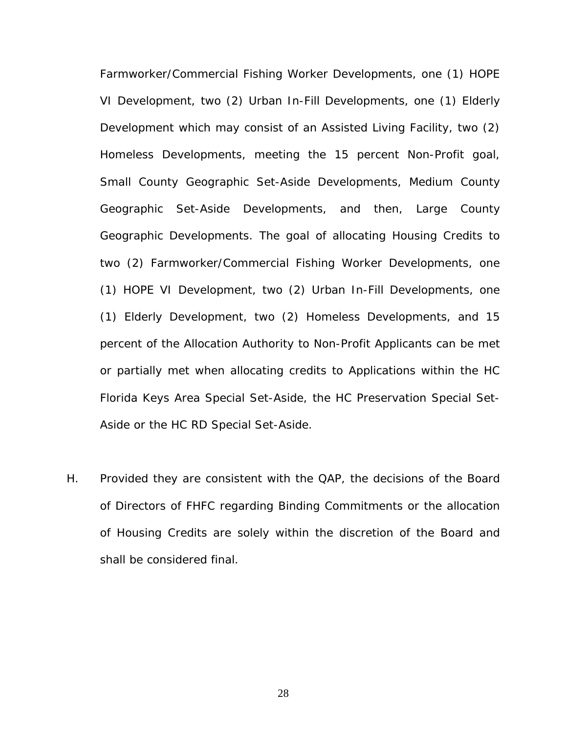Farmworker/Commercial Fishing Worker Developments, one (1) HOPE VI Development, two (2) Urban In-Fill Developments, one (1) Elderly Development which may consist of an Assisted Living Facility, two (2) Homeless Developments, meeting the 15 percent Non-Profit goal, Small County Geographic Set-Aside Developments, Medium County Geographic Set-Aside Developments, and then, Large County Geographic Developments. The goal of allocating Housing Credits to two (2) Farmworker/Commercial Fishing Worker Developments, one (1) HOPE VI Development, two (2) Urban In-Fill Developments, one (1) Elderly Development, two (2) Homeless Developments, and 15 percent of the Allocation Authority to Non-Profit Applicants can be met or partially met when allocating credits to Applications within the HC Florida Keys Area Special Set-Aside, the HC Preservation Special Set-Aside or the HC RD Special Set-Aside.

H. Provided they are consistent with the QAP, the decisions of the Board of Directors of FHFC regarding Binding Commitments or the allocation of Housing Credits are solely within the discretion of the Board and shall be considered final.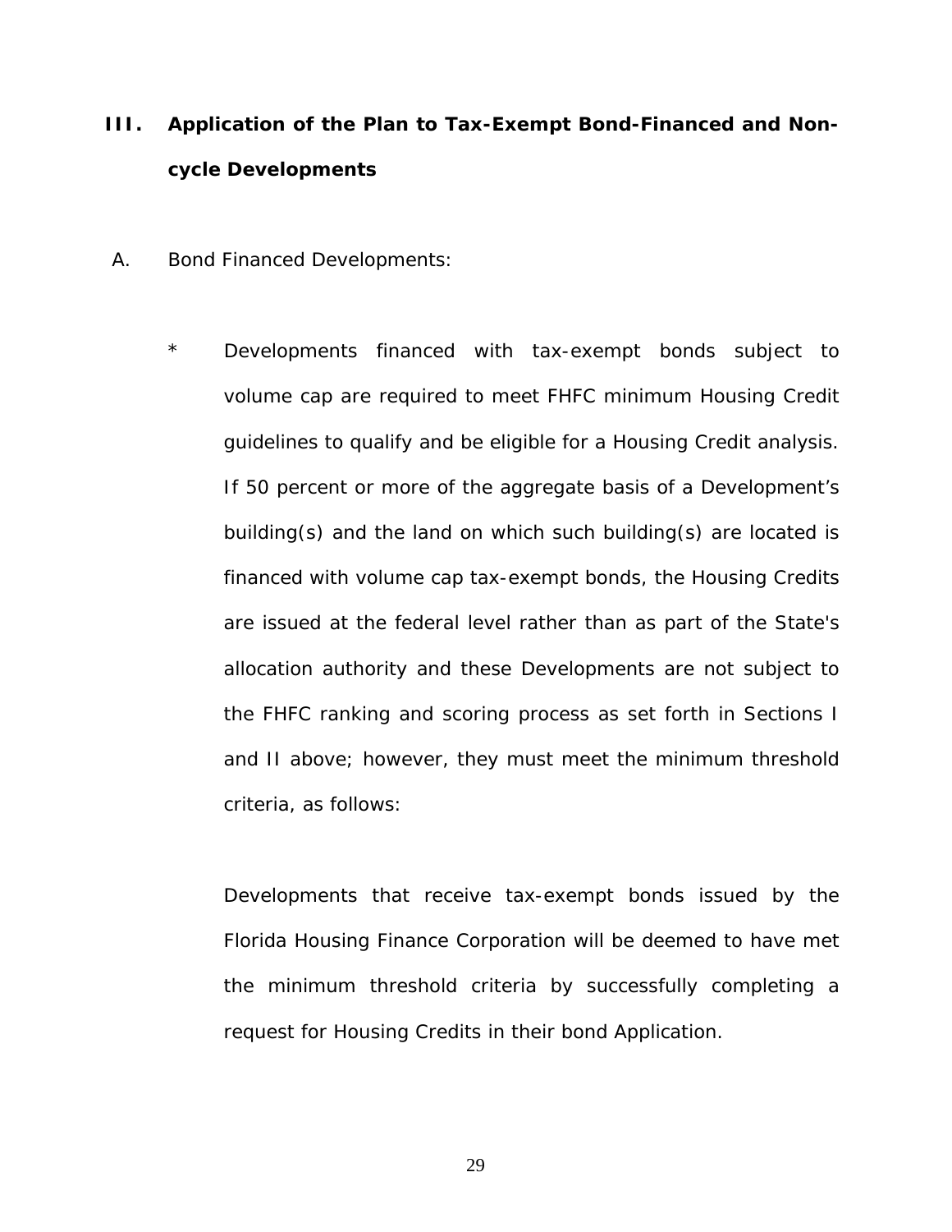## III. Application of the Plan to Tax-Exempt Bond-Financed and Non-cycle Developments

A. Bond Financed Developments:

* Developments financed with tax-exempt bonds subject to volume cap are required to meet FHFC minimum Housing Credit guidelines to qualify and be eligible for a Housing Credit analysis. If 50 percent or more of the aggregate basis of a Development's building(s) and the land on which such building(s) are located is financed with volume cap tax-exempt bonds, the Housing Credits are issued at the federal level rather than as part of the State's allocation authority and these Developments are not subject to the FHFC ranking and scoring process as set forth in Sections I and II above; however, they must meet the minimum threshold criteria, as follows:

  Developments that receive tax-exempt bonds issued by the Florida Housing Finance Corporation will be deemed to have met the minimum threshold criteria by successfully completing a request for Housing Credits in their bond Application.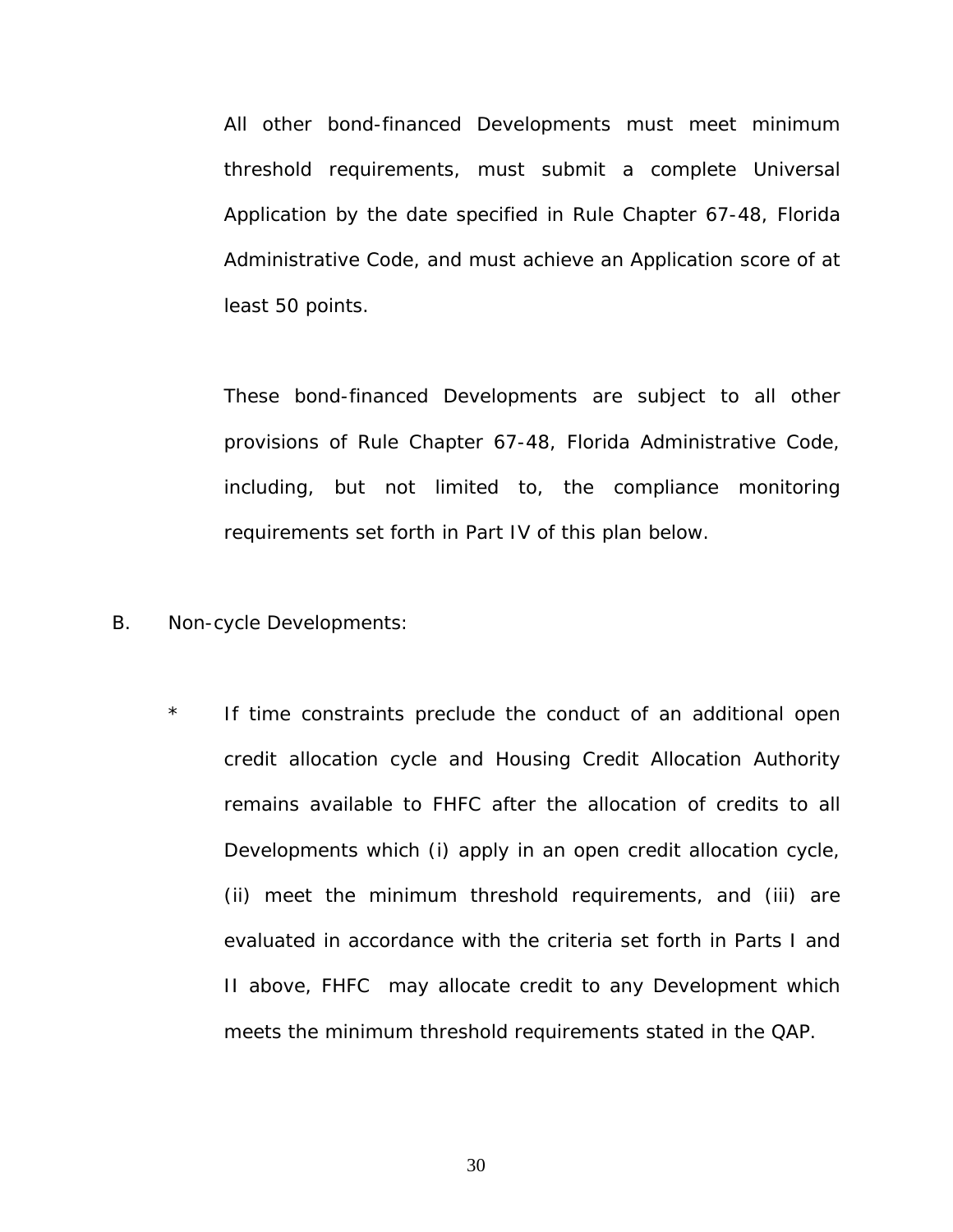All other bond-financed Developments must meet minimum threshold requirements, must submit a complete Universal Application by the date specified in Rule Chapter 67-48, Florida Administrative Code, and must achieve an Application score of at least 50 points.

These bond-financed Developments are subject to all other provisions of Rule Chapter 67-48, Florida Administrative Code, including, but not limited to, the compliance monitoring requirements set forth in Part IV of this plan below.

B. Non-cycle Developments:

* If time constraints preclude the conduct of an additional open credit allocation cycle and Housing Credit Allocation Authority remains available to FHFC after the allocation of credits to all Developments which (i) apply in an open credit allocation cycle, (ii) meet the minimum threshold requirements, and (iii) are evaluated in accordance with the criteria set forth in Parts I and II above, FHFC may allocate credit to any Development which meets the minimum threshold requirements stated in the QAP.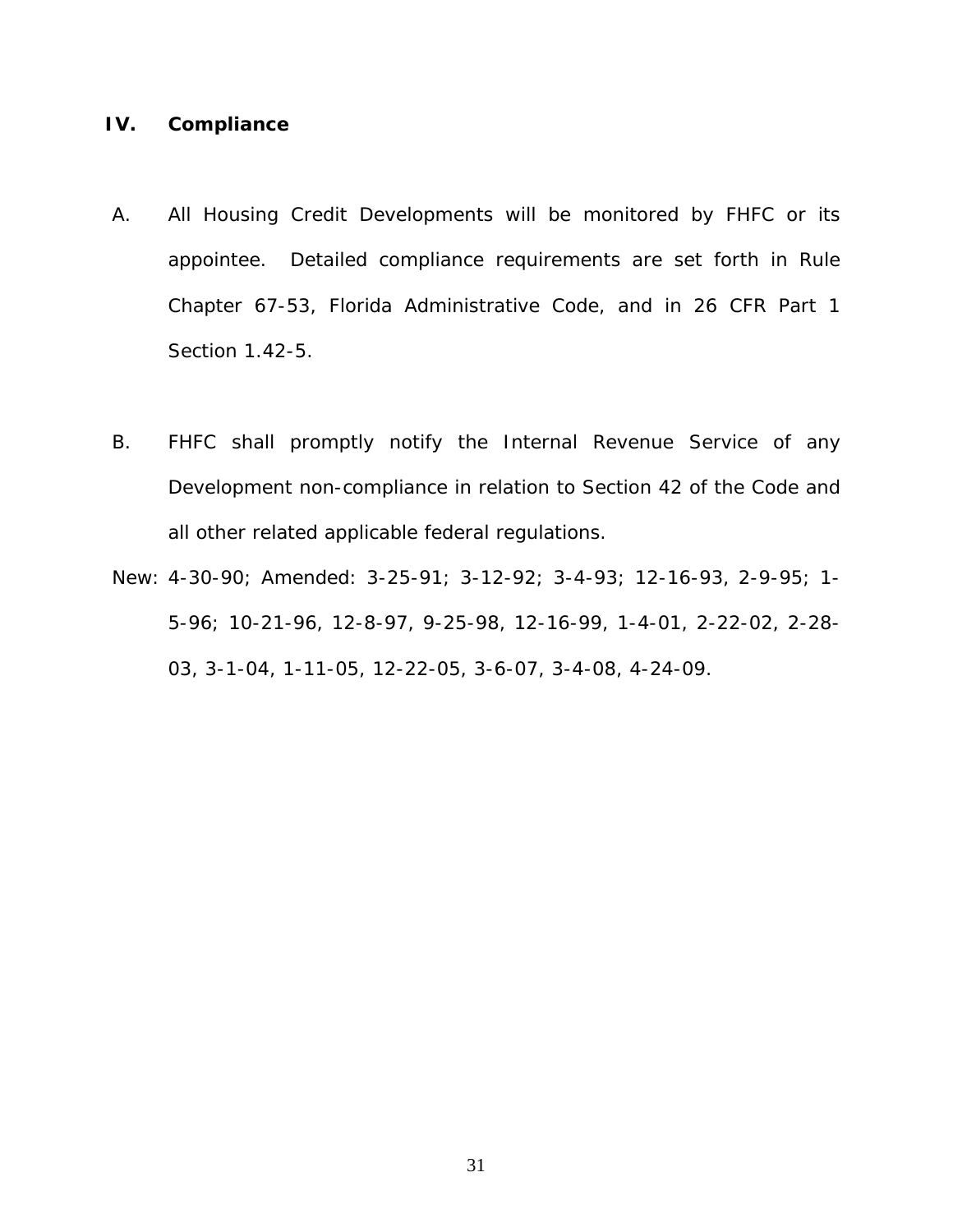## IV. Compliance

A. All Housing Credit Developments will be monitored by FHFC or its appointee. Detailed compliance requirements are set forth in Rule Chapter 67-53, Florida Administrative Code, and in 26 CFR Part 1 Section 1.42-5.

B. FHFC shall promptly notify the Internal Revenue Service of any Development non-compliance in relation to Section 42 of the Code and all other related applicable federal regulations.

New: 4-30-90; Amended: 3-25-91; 3-12-92; 3-4-93; 12-16-93, 2-9-95; 1-5-96; 10-21-96, 12-8-97, 9-25-98, 12-16-99, 1-4-01, 2-22-02, 2-28-03, 3-1-04, 1-11-05, 12-22-05, 3-6-07, 3-4-08, 4-24-09.